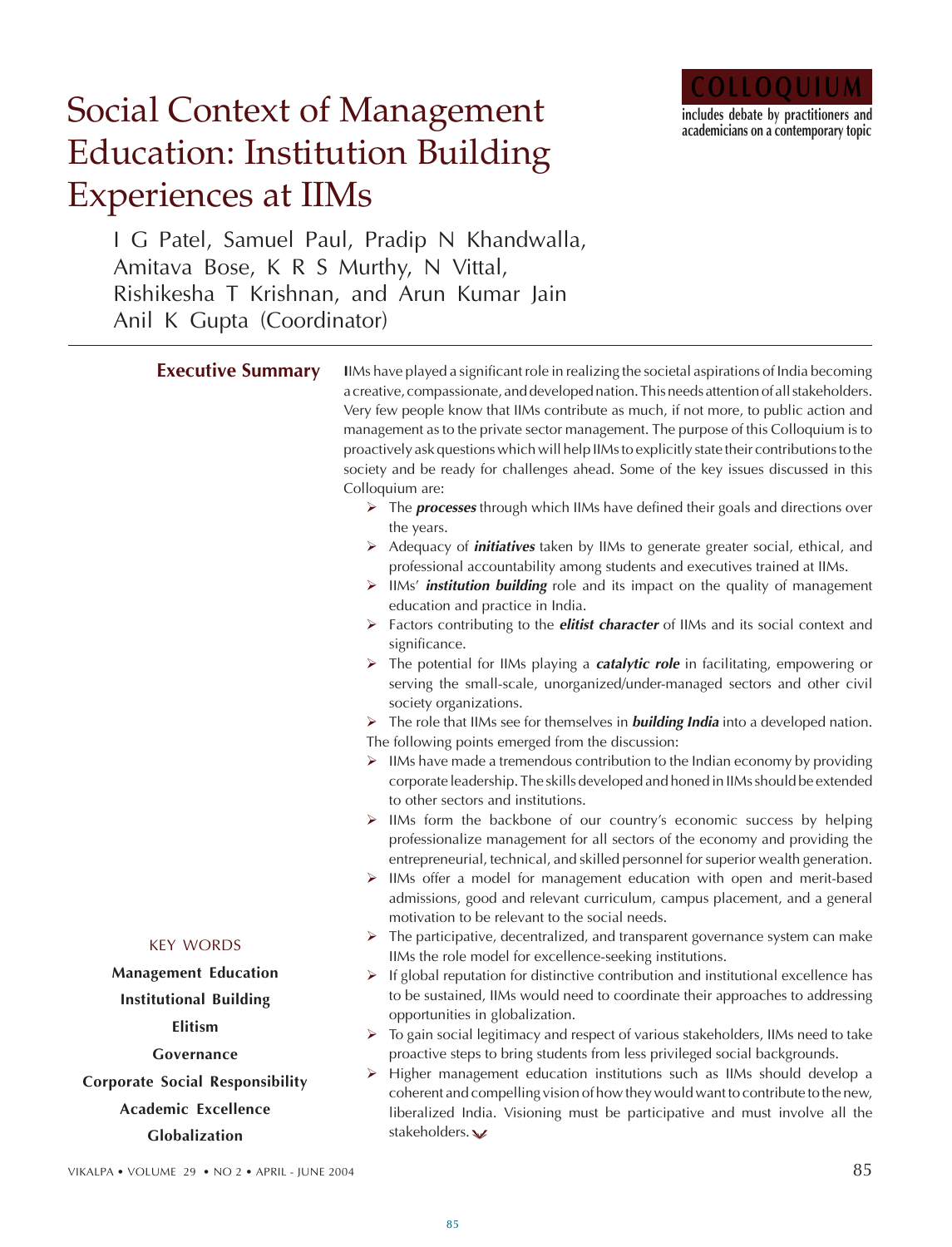COLLOQUIUM

includes debate by practitioners and academicians on a contemporary topic

# Social Context of Management Education: Institution Building Experiences at IIMs

I G Patel, Samuel Paul, Pradip N Khandwalla, Amitava Bose, K R S Murthy, N Vittal, Rishikesha T Krishnan, and Arun Kumar Jain
Anil K Gupta (Coordinator)

## Executive Summary

IIMs have played a significant role in realizing the societal aspirations of India becoming a creative, compassionate, and developed nation. This needs attention of all stakeholders. Very few people know that IIMs contribute as much, if not more, to public action and management as to the private sector management. The purpose of this Colloquium is to proactively ask questions which will help IIMs to explicitly state their contributions to the society and be ready for challenges ahead. Some of the key issues discussed in this Colloquium are:

- The ***processes*** through which IIMs have defined their goals and directions over the years.
- Adequacy of ***initiatives*** taken by IIMs to generate greater social, ethical, and professional accountability among students and executives trained at IIMs.
- IIMs' ***institution building*** role and its impact on the quality of management education and practice in India.
- Factors contributing to the ***elitist character*** of IIMs and its social context and significance.
- The potential for IIMs playing a ***catalytic role*** in facilitating, empowering or serving the small-scale, unorganized/under-managed sectors and other civil society organizations.
- The role that IIMs see for themselves in ***building India*** into a developed nation.

The following points emerged from the discussion:

- IIMs have made a tremendous contribution to the Indian economy by providing corporate leadership. The skills developed and honed in IIMs should be extended to other sectors and institutions.
- IIMs form the backbone of our country's economic success by helping professionalize management for all sectors of the economy and providing the entrepreneurial, technical, and skilled personnel for superior wealth generation.
- IIMs offer a model for management education with open and merit-based admissions, good and relevant curriculum, campus placement, and a general motivation to be relevant to the social needs.
- The participative, decentralized, and transparent governance system can make IIMs the role model for excellence-seeking institutions.
- If global reputation for distinctive contribution and institutional excellence has to be sustained, IIMs would need to coordinate their approaches to addressing opportunities in globalization.
- To gain social legitimacy and respect of various stakeholders, IIMs need to take proactive steps to bring students from less privileged social backgrounds.
- Higher management education institutions such as IIMs should develop a coherent and compelling vision of how they would want to contribute to the new, liberalized India. Visioning must be participative and must involve all the stakeholders.

KEY WORDS

**Management Education**

**Institutional Building**

**Elitism**

**Governance**

**Corporate Social Responsibility**

**Academic Excellence**

**Globalization**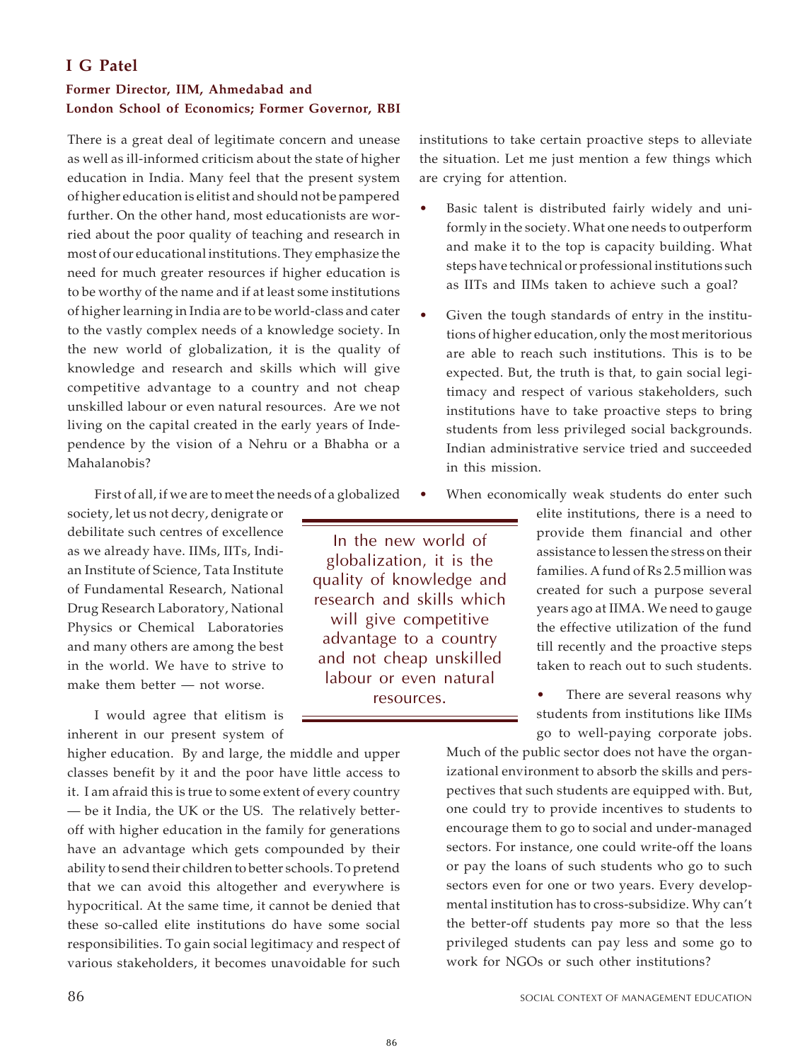## I G Patel

**Former Director, IIM, Ahmedabad and London School of Economics; Former Governor, RBI**

There is a great deal of legitimate concern and unease as well as ill-informed criticism about the state of higher education in India. Many feel that the present system of higher education is elitist and should not be pampered further. On the other hand, most educationists are worried about the poor quality of teaching and research in most of our educational institutions. They emphasize the need for much greater resources if higher education is to be worthy of the name and if at least some institutions of higher learning in India are to be world-class and cater to the vastly complex needs of a knowledge society. In the new world of globalization, it is the quality of knowledge and research and skills which will give competitive advantage to a country and not cheap unskilled labour or even natural resources. Are we not living on the capital created in the early years of Independence by the vision of a Nehru or a Bhabha or a Mahalanobis?

First of all, if we are to meet the needs of a globalized society, let us not decry, denigrate or debilitate such centres of excellence as we already have. IIMs, IITs, Indian Institute of Science, Tata Institute of Fundamental Research, National Drug Research Laboratory, National Physics or Chemical Laboratories and many others are among the best in the world. We have to strive to make them better — not worse.

> In the new world of globalization, it is the quality of knowledge and research and skills which will give competitive advantage to a country and not cheap unskilled labour or even natural resources.

I would agree that elitism is inherent in our present system of higher education. By and large, the middle and upper classes benefit by it and the poor have little access to it. I am afraid this is true to some extent of every country — be it India, the UK or the US. The relatively better-off with higher education in the family for generations have an advantage which gets compounded by their ability to send their children to better schools. To pretend that we can avoid this altogether and everywhere is hypocritical. At the same time, it cannot be denied that these so-called elite institutions do have some social responsibilities. To gain social legitimacy and respect of various stakeholders, it becomes unavoidable for such institutions to take certain proactive steps to alleviate the situation. Let me just mention a few things which are crying for attention.

- Basic talent is distributed fairly widely and uniformly in the society. What one needs to outperform and make it to the top is capacity building. What steps have technical or professional institutions such as IITs and IIMs taken to achieve such a goal?
- Given the tough standards of entry in the institutions of higher education, only the most meritorious are able to reach such institutions. This is to be expected. But, the truth is that, to gain social legitimacy and respect of various stakeholders, such institutions have to take proactive steps to bring students from less privileged social backgrounds. Indian administrative service tried and succeeded in this mission.
- When economically weak students do enter such elite institutions, there is a need to provide them financial and other assistance to lessen the stress on their families. A fund of Rs 2.5 million was created for such a purpose several years ago at IIMA. We need to gauge the effective utilization of the fund till recently and the proactive steps taken to reach out to such students.
- There are several reasons why students from institutions like IIMs go to well-paying corporate jobs. Much of the public sector does not have the organizational environment to absorb the skills and perspectives that such students are equipped with. But, one could try to provide incentives to students to encourage them to go to social and under-managed sectors. For instance, one could write-off the loans or pay the loans of such students who go to such sectors even for one or two years. Every developmental institution has to cross-subsidize. Why can't the better-off students pay more so that the less privileged students can pay less and some go to work for NGOs or such other institutions?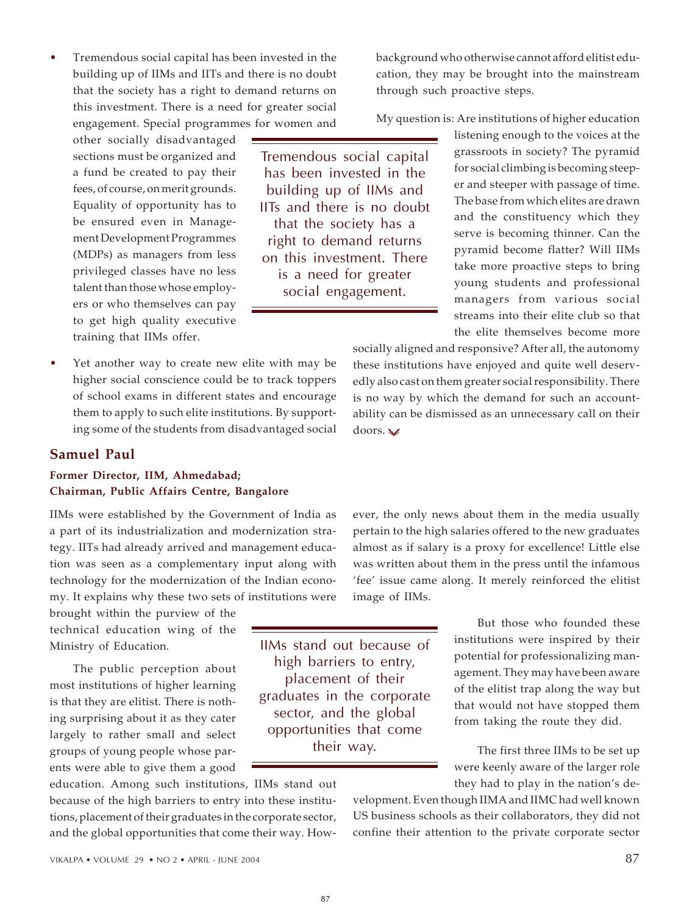- Tremendous social capital has been invested in the building up of IIMs and IITs and there is no doubt that the society has a right to demand returns on this investment. There is a need for greater social engagement. Special programmes for women and other socially disadvantaged sections must be organized and a fund be created to pay their fees, of course, on merit grounds. Equality of opportunity has to be ensured even in Management Development Programmes (MDPs) as managers from less privileged classes have no less talent than those whose employers or who themselves can pay to get high quality executive training that IIMs offer.

- Yet another way to create new elite with may be higher social conscience could be to track toppers of school exams in different states and encourage them to apply to such elite institutions. By supporting some of the students from disadvantaged social background who otherwise cannot afford elitist education, they may be brought into the mainstream through such proactive steps.

> Tremendous social capital has been invested in the building up of IIMs and IITs and there is no doubt that the society has a right to demand returns on this investment. There is a need for greater social engagement.

My question is: Are institutions of higher education listening enough to the voices at the grassroots in society? The pyramid for social climbing is becoming steeper and steeper with passage of time. The base from which elites are drawn and the constituency which they serve is becoming thinner. Can the pyramid become flatter? Will IIMs take more proactive steps to bring young students and professional managers from various social streams into their elite club so that the elite themselves become more socially aligned and responsive? After all, the autonomy these institutions have enjoyed and quite well deservedly also cast on them greater social responsibility. There is no way by which the demand for such an accountability can be dismissed as an unnecessary call on their doors.

## Samuel Paul

**Former Director, IIM, Ahmedabad;**
**Chairman, Public Affairs Centre, Bangalore**

IIMs were established by the Government of India as a part of its industrialization and modernization strategy. IITs had already arrived and management education was seen as a complementary input along with technology for the modernization of the Indian economy. It explains why these two sets of institutions were brought within the purview of the technical education wing of the Ministry of Education.

The public perception about most institutions of higher learning is that they are elitist. There is nothing surprising about it as they cater largely to rather small and select groups of young people whose parents were able to give them a good education. Among such institutions, IIMs stand out because of the high barriers to entry into these institutions, placement of their graduates in the corporate sector, and the global opportunities that come their way. However, the only news about them in the media usually pertain to the high salaries offered to the new graduates almost as if salary is a proxy for excellence! Little else was written about them in the press until the infamous 'fee' issue came along. It merely reinforced the elitist image of IIMs.

> IIMs stand out because of high barriers to entry, placement of their graduates in the corporate sector, and the global opportunities that come their way.

But those who founded these institutions were inspired by their potential for professionalizing management. They may have been aware of the elitist trap along the way but that would not have stopped them from taking the route they did.

The first three IIMs to be set up were keenly aware of the larger role they had to play in the nation's development. Even though IIMA and IIMC had well known US business schools as their collaborators, they did not confine their attention to the private corporate sector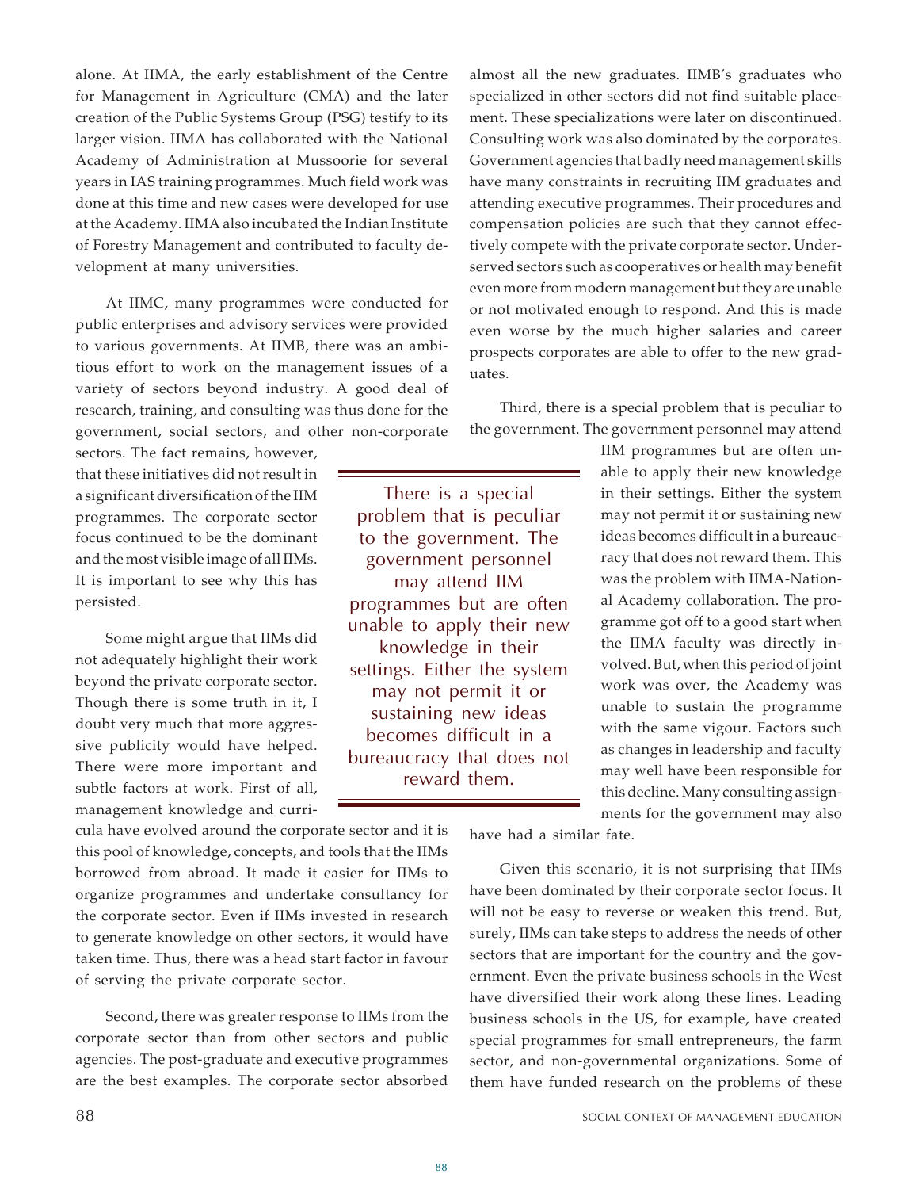alone. At IIMA, the early establishment of the Centre for Management in Agriculture (CMA) and the later creation of the Public Systems Group (PSG) testify to its larger vision. IIMA has collaborated with the National Academy of Administration at Mussoorie for several years in IAS training programmes. Much field work was done at this time and new cases were developed for use at the Academy. IIMA also incubated the Indian Institute of Forestry Management and contributed to faculty development at many universities.

At IIMC, many programmes were conducted for public enterprises and advisory services were provided to various governments. At IIMB, there was an ambitious effort to work on the management issues of a variety of sectors beyond industry. A good deal of research, training, and consulting was thus done for the government, social sectors, and other non-corporate sectors. The fact remains, however, that these initiatives did not result in a significant diversification of the IIM programmes. The corporate sector focus continued to be the dominant and the most visible image of all IIMs. It is important to see why this has persisted.

Some might argue that IIMs did not adequately highlight their work beyond the private corporate sector. Though there is some truth in it, I doubt very much that more aggressive publicity would have helped. There were more important and subtle factors at work. First of all, management knowledge and curricula have evolved around the corporate sector and it is this pool of knowledge, concepts, and tools that the IIMs borrowed from abroad. It made it easier for IIMs to organize programmes and undertake consultancy for the corporate sector. Even if IIMs invested in research to generate knowledge on other sectors, it would have taken time. Thus, there was a head start factor in favour of serving the private corporate sector.

Second, there was greater response to IIMs from the corporate sector than from other sectors and public agencies. The post-graduate and executive programmes are the best examples. The corporate sector absorbed almost all the new graduates. IIMB's graduates who specialized in other sectors did not find suitable placement. These specializations were later on discontinued. Consulting work was also dominated by the corporates. Government agencies that badly need management skills have many constraints in recruiting IIM graduates and attending executive programmes. Their procedures and compensation policies are such that they cannot effectively compete with the private corporate sector. Underserved sectors such as cooperatives or health may benefit even more from modern management but they are unable or not motivated enough to respond. And this is made even worse by the much higher salaries and career prospects corporates are able to offer to the new graduates.

Third, there is a special problem that is peculiar to the government. The government personnel may attend IIM programmes but are often unable to apply their new knowledge in their settings. Either the system may not permit it or sustaining new ideas becomes difficult in a bureaucracy that does not reward them. This was the problem with IIMA-National Academy collaboration. The programme got off to a good start when the IIMA faculty was directly involved. But, when this period of joint work was over, the Academy was unable to sustain the programme with the same vigour. Factors such as changes in leadership and faculty may well have been responsible for this decline. Many consulting assignments for the government may also have had a similar fate.

> There is a special problem that is peculiar to the government. The government personnel may attend IIM programmes but are often unable to apply their new knowledge in their settings. Either the system may not permit it or sustaining new ideas becomes difficult in a bureaucracy that does not reward them.

Given this scenario, it is not surprising that IIMs have been dominated by their corporate sector focus. It will not be easy to reverse or weaken this trend. But, surely, IIMs can take steps to address the needs of other sectors that are important for the country and the government. Even the private business schools in the West have diversified their work along these lines. Leading business schools in the US, for example, have created special programmes for small entrepreneurs, the farm sector, and non-governmental organizations. Some of them have funded research on the problems of these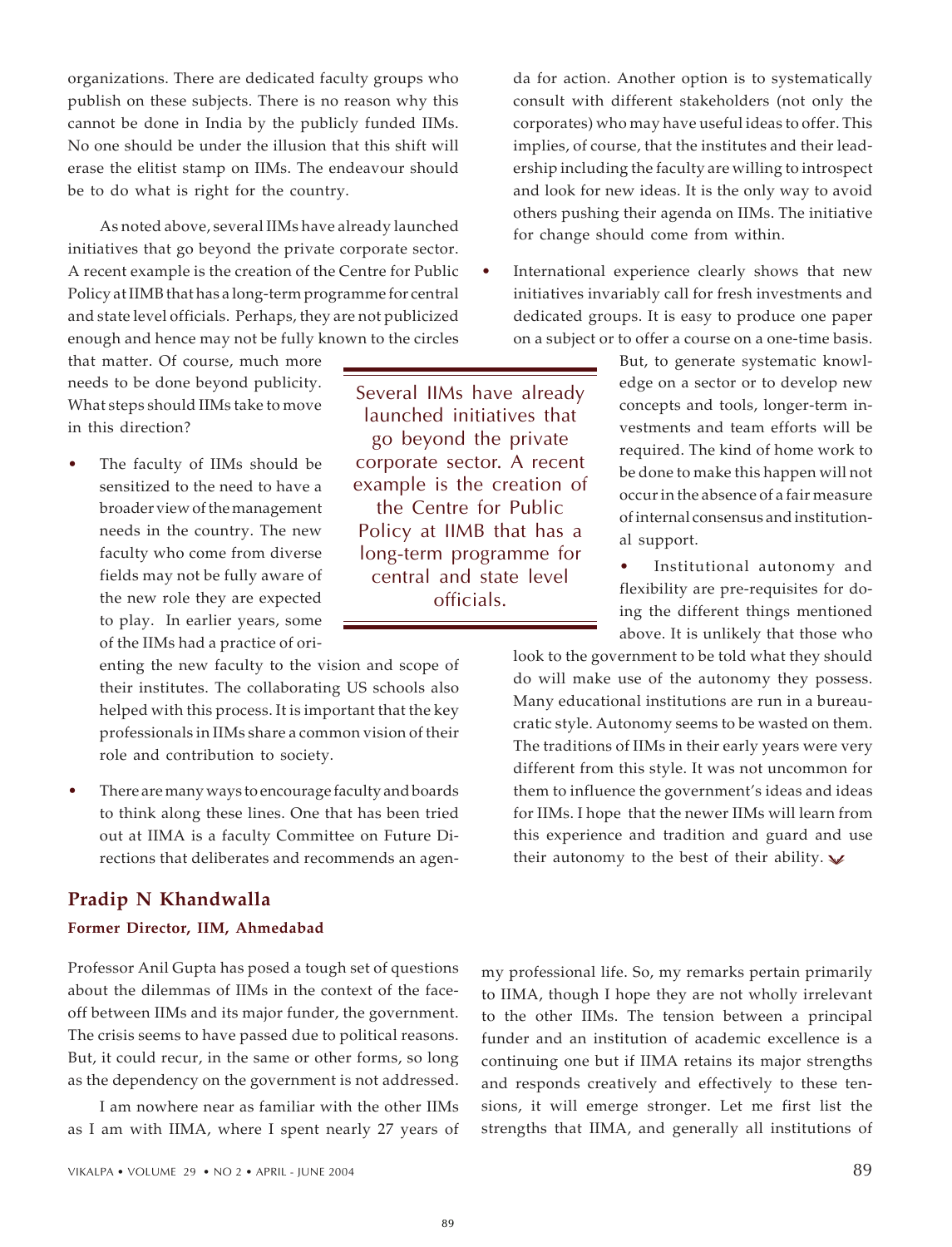organizations. There are dedicated faculty groups who publish on these subjects. There is no reason why this cannot be done in India by the publicly funded IIMs. No one should be under the illusion that this shift will erase the elitist stamp on IIMs. The endeavour should be to do what is right for the country.

As noted above, several IIMs have already launched initiatives that go beyond the private corporate sector. A recent example is the creation of the Centre for Public Policy at IIMB that has a long-term programme for central and state level officials. Perhaps, they are not publicized enough and hence may not be fully known to the circles that matter. Of course, much more needs to be done beyond publicity. What steps should IIMs take to move in this direction?

> Several IIMs have already launched initiatives that go beyond the private corporate sector. A recent example is the creation of the Centre for Public Policy at IIMB that has a long-term programme for central and state level officials.

- The faculty of IIMs should be sensitized to the need to have a broader view of the management needs in the country. The new faculty who come from diverse fields may not be fully aware of the new role they are expected to play. In earlier years, some of the IIMs had a practice of orienting the new faculty to the vision and scope of their institutes. The collaborating US schools also helped with this process. It is important that the key professionals in IIMs share a common vision of their role and contribution to society.

- There are many ways to encourage faculty and boards to think along these lines. One that has been tried out at IIMA is a faculty Committee on Future Directions that deliberates and recommends an agenda for action. Another option is to systematically consult with different stakeholders (not only the corporates) who may have useful ideas to offer. This implies, of course, that the institutes and their leadership including the faculty are willing to introspect and look for new ideas. It is the only way to avoid others pushing their agenda on IIMs. The initiative for change should come from within.

- International experience clearly shows that new initiatives invariably call for fresh investments and dedicated groups. It is easy to produce one paper on a subject or to offer a course on a one-time basis. But, to generate systematic knowledge on a sector or to develop new concepts and tools, longer-term investments and team efforts will be required. The kind of home work to be done to make this happen will not occur in the absence of a fair measure of internal consensus and institutional support.

- Institutional autonomy and flexibility are pre-requisites for doing the different things mentioned above. It is unlikely that those who look to the government to be told what they should do will make use of the autonomy they possess. Many educational institutions are run in a bureaucratic style. Autonomy seems to be wasted on them. The traditions of IIMs in their early years were very different from this style. It was not uncommon for them to influence the government's ideas and ideas for IIMs. I hope that the newer IIMs will learn from this experience and tradition and guard and use their autonomy to the best of their ability.

## Pradip N Khandwalla

**Former Director, IIM, Ahmedabad**

Professor Anil Gupta has posed a tough set of questions about the dilemmas of IIMs in the context of the face-off between IIMs and its major funder, the government. The crisis seems to have passed due to political reasons. But, it could recur, in the same or other forms, so long as the dependency on the government is not addressed.

I am nowhere near as familiar with the other IIMs as I am with IIMA, where I spent nearly 27 years of my professional life. So, my remarks pertain primarily to IIMA, though I hope they are not wholly irrelevant to the other IIMs. The tension between a principal funder and an institution of academic excellence is a continuing one but if IIMA retains its major strengths and responds creatively and effectively to these tensions, it will emerge stronger. Let me first list the strengths that IIMA, and generally all institutions of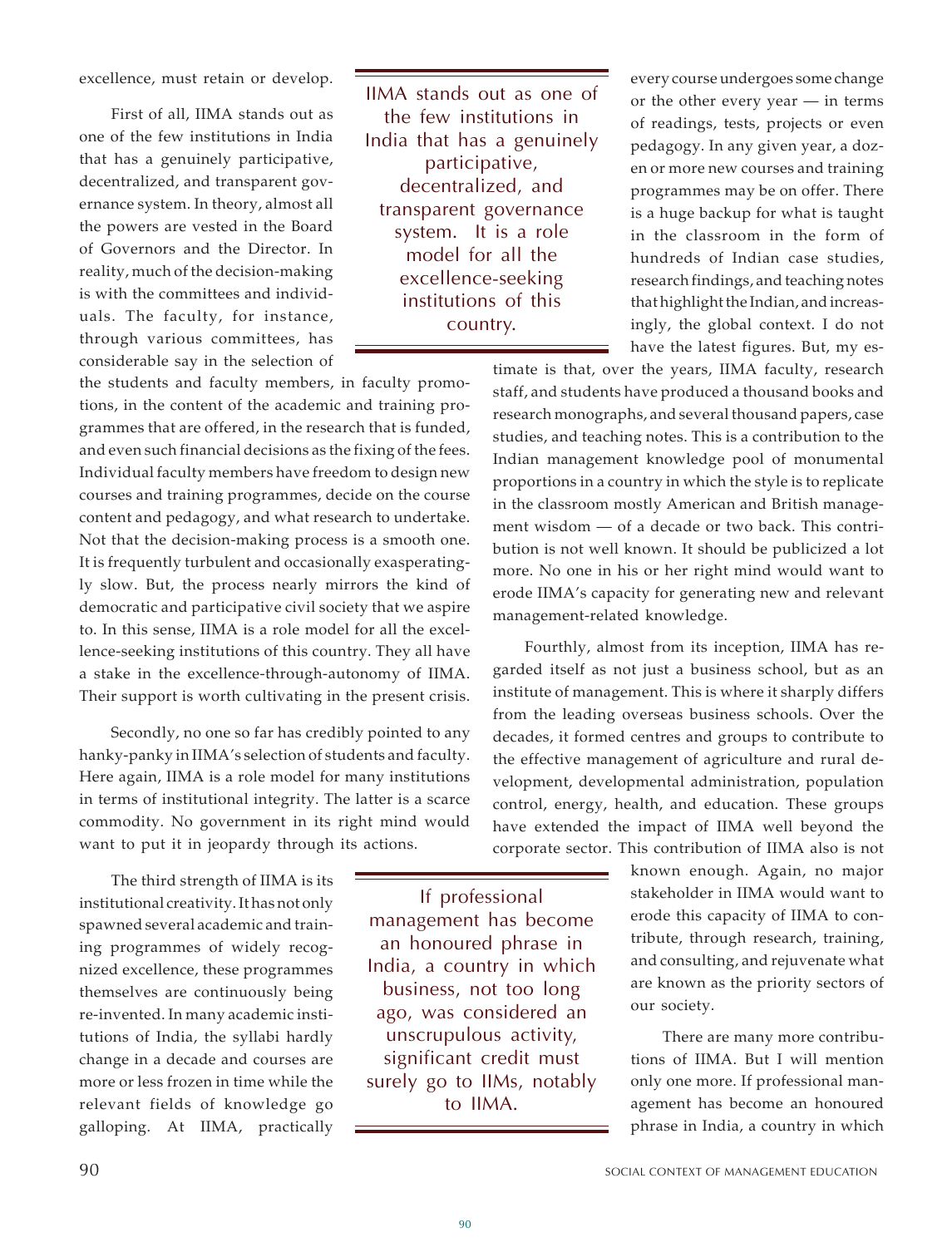excellence, must retain or develop.

First of all, IIMA stands out as one of the few institutions in India that has a genuinely participative, decentralized, and transparent governance system. In theory, almost all the powers are vested in the Board of Governors and the Director. In reality, much of the decision-making is with the committees and individuals. The faculty, for instance, through various committees, has considerable say in the selection of the students and faculty members, in faculty promotions, in the content of the academic and training programmes that are offered, in the research that is funded, and even such financial decisions as the fixing of the fees. Individual faculty members have freedom to design new courses and training programmes, decide on the course content and pedagogy, and what research to undertake. Not that the decision-making process is a smooth one. It is frequently turbulent and occasionally exasperatingly slow. But, the process nearly mirrors the kind of democratic and participative civil society that we aspire to. In this sense, IIMA is a role model for all the excellence-seeking institutions of this country. They all have a stake in the excellence-through-autonomy of IIMA. Their support is worth cultivating in the present crisis.

> IIMA stands out as one of the few institutions in India that has a genuinely participative, decentralized, and transparent governance system. It is a role model for all the excellence-seeking institutions of this country.

Secondly, no one so far has credibly pointed to any hanky-panky in IIMA's selection of students and faculty. Here again, IIMA is a role model for many institutions in terms of institutional integrity. The latter is a scarce commodity. No government in its right mind would want to put it in jeopardy through its actions.

The third strength of IIMA is its institutional creativity. It has not only spawned several academic and training programmes of widely recognized excellence, these programmes themselves are continuously being re-invented. In many academic institutions of India, the syllabi hardly change in a decade and courses are more or less frozen in time while the relevant fields of knowledge go galloping. At IIMA, practically every course undergoes some change or the other every year — in terms of readings, tests, projects or even pedagogy. In any given year, a dozen or more new courses and training programmes may be on offer. There is a huge backup for what is taught in the classroom in the form of hundreds of Indian case studies, research findings, and teaching notes that highlight the Indian, and increasingly, the global context. I do not have the latest figures. But, my estimate is that, over the years, IIMA faculty, research staff, and students have produced a thousand books and research monographs, and several thousand papers, case studies, and teaching notes. This is a contribution to the Indian management knowledge pool of monumental proportions in a country in which the style is to replicate in the classroom mostly American and British management wisdom — of a decade or two back. This contribution is not well known. It should be publicized a lot more. No one in his or her right mind would want to erode IIMA's capacity for generating new and relevant management-related knowledge.

Fourthly, almost from its inception, IIMA has regarded itself as not just a business school, but as an institute of management. This is where it sharply differs from the leading overseas business schools. Over the decades, it formed centres and groups to contribute to the effective management of agriculture and rural development, developmental administration, population control, energy, health, and education. These groups have extended the impact of IIMA well beyond the corporate sector. This contribution of IIMA also is not known enough. Again, no major stakeholder in IIMA would want to erode this capacity of IIMA to contribute, through research, training, and consulting, and rejuvenate what are known as the priority sectors of our society.

> If professional management has become an honoured phrase in India, a country in which business, not too long ago, was considered an unscrupulous activity, significant credit must surely go to IIMs, notably to IIMA.

There are many more contributions of IIMA. But I will mention only one more. If professional management has become an honoured phrase in India, a country in which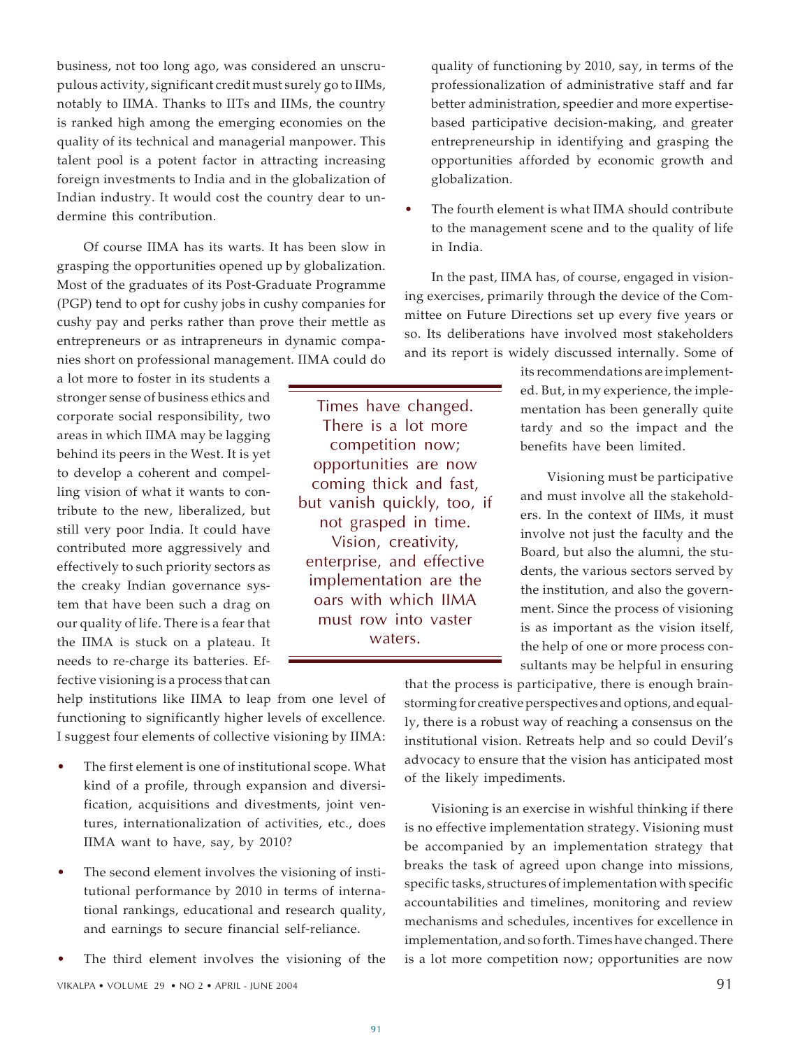business, not too long ago, was considered an unscrupulous activity, significant credit must surely go to IIMs, notably to IIMA. Thanks to IITs and IIMs, the country is ranked high among the emerging economies on the quality of its technical and managerial manpower. This talent pool is a potent factor in attracting increasing foreign investments to India and in the globalization of Indian industry. It would cost the country dear to undermine this contribution.

Of course IIMA has its warts. It has been slow in grasping the opportunities opened up by globalization. Most of the graduates of its Post-Graduate Programme (PGP) tend to opt for cushy jobs in cushy companies for cushy pay and perks rather than prove their mettle as entrepreneurs or as intrapreneurs in dynamic companies short on professional management. IIMA could do a lot more to foster in its students a stronger sense of business ethics and corporate social responsibility, two areas in which IIMA may be lagging behind its peers in the West. It is yet to develop a coherent and compelling vision of what it wants to contribute to the new, liberalized, but still very poor India. It could have contributed more aggressively and effectively to such priority sectors as the creaky Indian governance system that have been such a drag on our quality of life. There is a fear that the IIMA is stuck on a plateau. It needs to re-charge its batteries. Effective visioning is a process that can help institutions like IIMA to leap from one level of functioning to significantly higher levels of excellence. I suggest four elements of collective visioning by IIMA:

- The first element is one of institutional scope. What kind of a profile, through expansion and diversification, acquisitions and divestments, joint ventures, internationalization of activities, etc., does IIMA want to have, say, by 2010?
- The second element involves the visioning of institutional performance by 2010 in terms of international rankings, educational and research quality, and earnings to secure financial self-reliance.
- The third element involves the visioning of the quality of functioning by 2010, say, in terms of the professionalization of administrative staff and far better administration, speedier and more expertise-based participative decision-making, and greater entrepreneurship in identifying and grasping the opportunities afforded by economic growth and globalization.
- The fourth element is what IIMA should contribute to the management scene and to the quality of life in India.

In the past, IIMA has, of course, engaged in visioning exercises, primarily through the device of the Committee on Future Directions set up every five years or so. Its deliberations have involved most stakeholders and its report is widely discussed internally. Some of its recommendations are implemented. But, in my experience, the implementation has been generally quite tardy and so the impact and the benefits have been limited.

> Times have changed. There is a lot more competition now; opportunities are now coming thick and fast, but vanish quickly, too, if not grasped in time. Vision, creativity, enterprise, and effective implementation are the oars with which IIMA must row into vaster waters.

Visioning must be participative and must involve all the stakeholders. In the context of IIMs, it must involve not just the faculty and the Board, but also the alumni, the students, the various sectors served by the institution, and also the government. Since the process of visioning is as important as the vision itself, the help of one or more process consultants may be helpful in ensuring that the process is participative, there is enough brainstorming for creative perspectives and options, and equally, there is a robust way of reaching a consensus on the institutional vision. Retreats help and so could Devil's advocacy to ensure that the vision has anticipated most of the likely impediments.

Visioning is an exercise in wishful thinking if there is no effective implementation strategy. Visioning must be accompanied by an implementation strategy that breaks the task of agreed upon change into missions, specific tasks, structures of implementation with specific accountabilities and timelines, monitoring and review mechanisms and schedules, incentives for excellence in implementation, and so forth. Times have changed. There is a lot more competition now; opportunities are now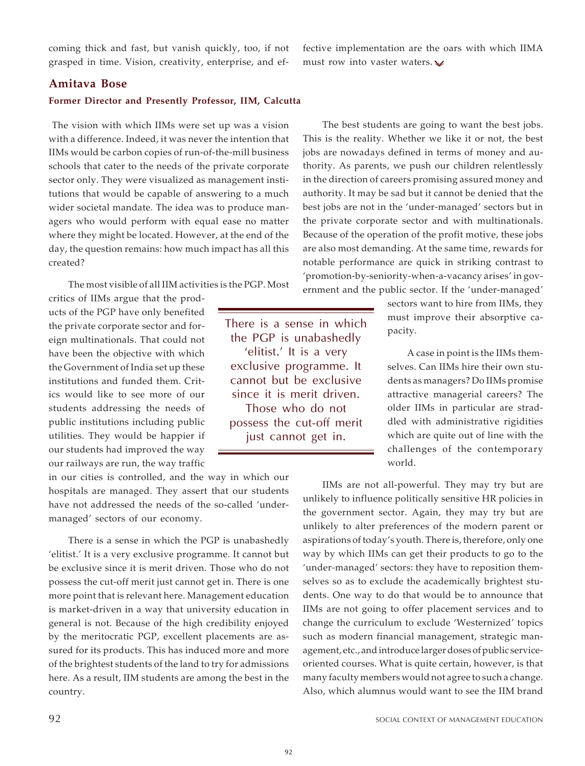coming thick and fast, but vanish quickly, too, if not grasped in time. Vision, creativity, enterprise, and effective implementation are the oars with which IIMA must row into vaster waters.

## Amitava Bose

**Former Director and Presently Professor, IIM, Calcutta**

The vision with which IIMs were set up was a vision with a difference. Indeed, it was never the intention that IIMs would be carbon copies of run-of-the-mill business schools that cater to the needs of the private corporate sector only. They were visualized as management institutions that would be capable of answering to a much wider societal mandate. The idea was to produce managers who would perform with equal ease no matter where they might be located. However, at the end of the day, the question remains: how much impact has all this created?

The most visible of all IIM activities is the PGP. Most critics of IIMs argue that the products of the PGP have only benefited the private corporate sector and foreign multinationals. That could not have been the objective with which the Government of India set up these institutions and funded them. Critics would like to see more of our students addressing the needs of public institutions including public utilities. They would be happier if our students had improved the way our railways are run, the way traffic in our cities is controlled, and the way in which our hospitals are managed. They assert that our students have not addressed the needs of the so-called 'under-managed' sectors of our economy.

> There is a sense in which the PGP is unabashedly 'elitist.' It is a very exclusive programme. It cannot but be exclusive since it is merit driven. Those who do not possess the cut-off merit just cannot get in.

There is a sense in which the PGP is unabashedly 'elitist.' It is a very exclusive programme. It cannot but be exclusive since it is merit driven. Those who do not possess the cut-off merit just cannot get in. There is one more point that is relevant here. Management education is market-driven in a way that university education in general is not. Because of the high credibility enjoyed by the meritocratic PGP, excellent placements are assured for its products. This has induced more and more of the brightest students of the land to try for admissions here. As a result, IIM students are among the best in the country.

The best students are going to want the best jobs. This is the reality. Whether we like it or not, the best jobs are nowadays defined in terms of money and authority. As parents, we push our children relentlessly in the direction of careers promising assured money and authority. It may be sad but it cannot be denied that the best jobs are not in the 'under-managed' sectors but in the private corporate sector and with multinationals. Because of the operation of the profit motive, these jobs are also most demanding. At the same time, rewards for notable performance are quick in striking contrast to 'promotion-by-seniority-when-a-vacancy arises' in government and the public sector. If the 'under-managed' sectors want to hire from IIMs, they must improve their absorptive capacity.

A case in point is the IIMs themselves. Can IIMs hire their own students as managers? Do IIMs promise attractive managerial careers? The older IIMs in particular are straddled with administrative rigidities which are quite out of line with the challenges of the contemporary world.

IIMs are not all-powerful. They may try but are unlikely to influence politically sensitive HR policies in the government sector. Again, they may try but are unlikely to alter preferences of the modern parent or aspirations of today's youth. There is, therefore, only one way by which IIMs can get their products to go to the 'under-managed' sectors: they have to reposition themselves so as to exclude the academically brightest students. One way to do that would be to announce that IIMs are not going to offer placement services and to change the curriculum to exclude 'Westernized' topics such as modern financial management, strategic management, etc., and introduce larger doses of public service-oriented courses. What is quite certain, however, is that many faculty members would not agree to such a change. Also, which alumnus would want to see the IIM brand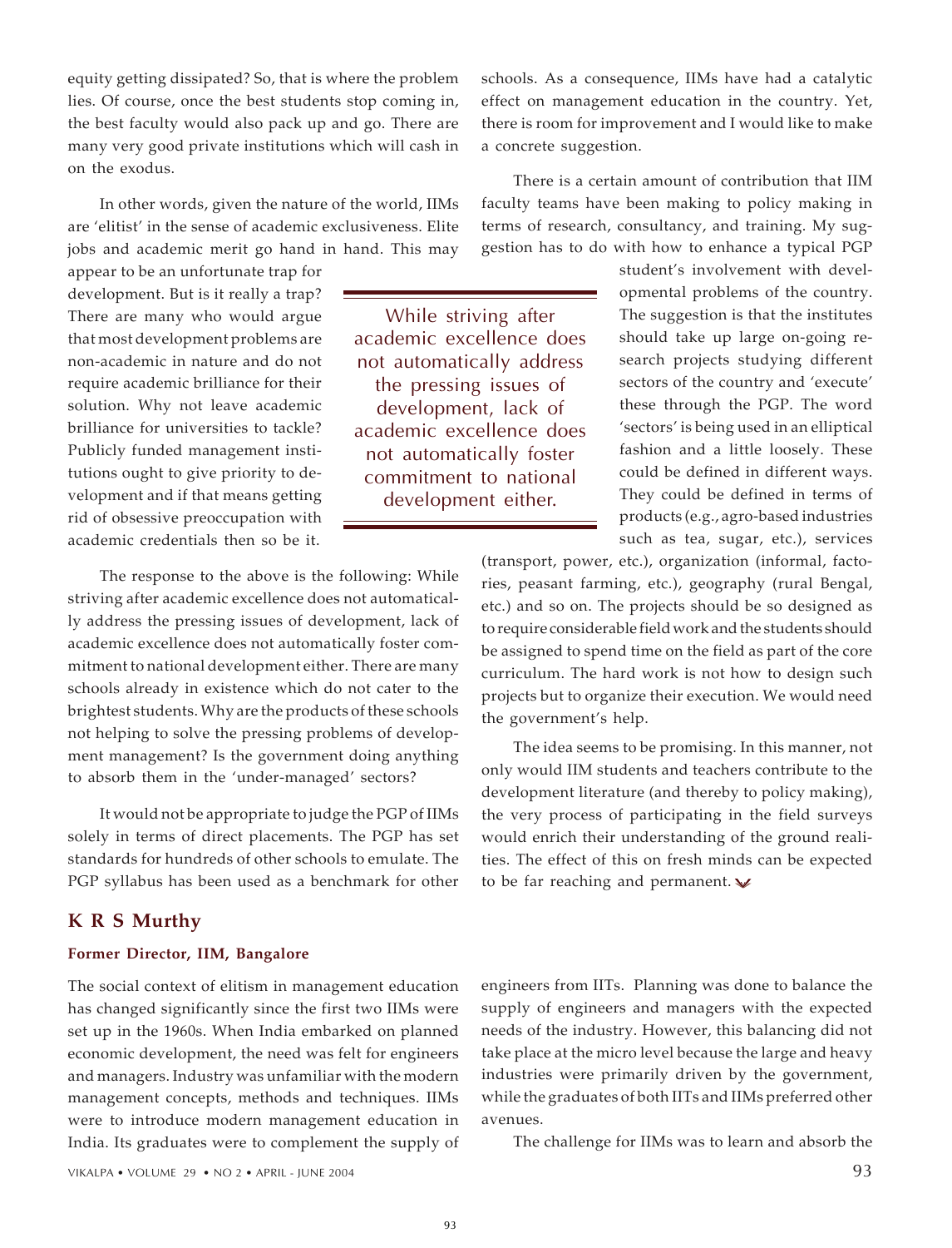equity getting dissipated? So, that is where the problem lies. Of course, once the best students stop coming in, the best faculty would also pack up and go. There are many very good private institutions which will cash in on the exodus.

In other words, given the nature of the world, IIMs are 'elitist' in the sense of academic exclusiveness. Elite jobs and academic merit go hand in hand. This may appear to be an unfortunate trap for development. But is it really a trap? There are many who would argue that most development problems are non-academic in nature and do not require academic brilliance for their solution. Why not leave academic brilliance for universities to tackle? Publicly funded management institutions ought to give priority to development and if that means getting rid of obsessive preoccupation with academic credentials then so be it.

> While striving after academic excellence does not automatically address the pressing issues of development, lack of academic excellence does not automatically foster commitment to national development either.

The response to the above is the following: While striving after academic excellence does not automatically address the pressing issues of development, lack of academic excellence does not automatically foster commitment to national development either. There are many schools already in existence which do not cater to the brightest students. Why are the products of these schools not helping to solve the pressing problems of development management? Is the government doing anything to absorb them in the 'under-managed' sectors?

It would not be appropriate to judge the PGP of IIMs solely in terms of direct placements. The PGP has set standards for hundreds of other schools to emulate. The PGP syllabus has been used as a benchmark for other schools. As a consequence, IIMs have had a catalytic effect on management education in the country. Yet, there is room for improvement and I would like to make a concrete suggestion.

There is a certain amount of contribution that IIM faculty teams have been making to policy making in terms of research, consultancy, and training. My suggestion has to do with how to enhance a typical PGP student's involvement with developmental problems of the country. The suggestion is that the institutes should take up large on-going research projects studying different sectors of the country and 'execute' these through the PGP. The word 'sectors' is being used in an elliptical fashion and a little loosely. These could be defined in different ways. They could be defined in terms of products (e.g., agro-based industries such as tea, sugar, etc.), services (transport, power, etc.), organization (informal, factories, peasant farming, etc.), geography (rural Bengal, etc.) and so on. The projects should be so designed as to require considerable field work and the students should be assigned to spend time on the field as part of the core curriculum. The hard work is not how to design such projects but to organize their execution. We would need the government's help.

The idea seems to be promising. In this manner, not only would IIM students and teachers contribute to the development literature (and thereby to policy making), the very process of participating in the field surveys would enrich their understanding of the ground realities. The effect of this on fresh minds can be expected to be far reaching and permanent.

## K R S Murthy

**Former Director, IIM, Bangalore**

The social context of elitism in management education has changed significantly since the first two IIMs were set up in the 1960s. When India embarked on planned economic development, the need was felt for engineers and managers. Industry was unfamiliar with the modern management concepts, methods and techniques. IIMs were to introduce modern management education in India. Its graduates were to complement the supply of engineers from IITs. Planning was done to balance the supply of engineers and managers with the expected needs of the industry. However, this balancing did not take place at the micro level because the large and heavy industries were primarily driven by the government, while the graduates of both IITs and IIMs preferred other avenues.

The challenge for IIMs was to learn and absorb the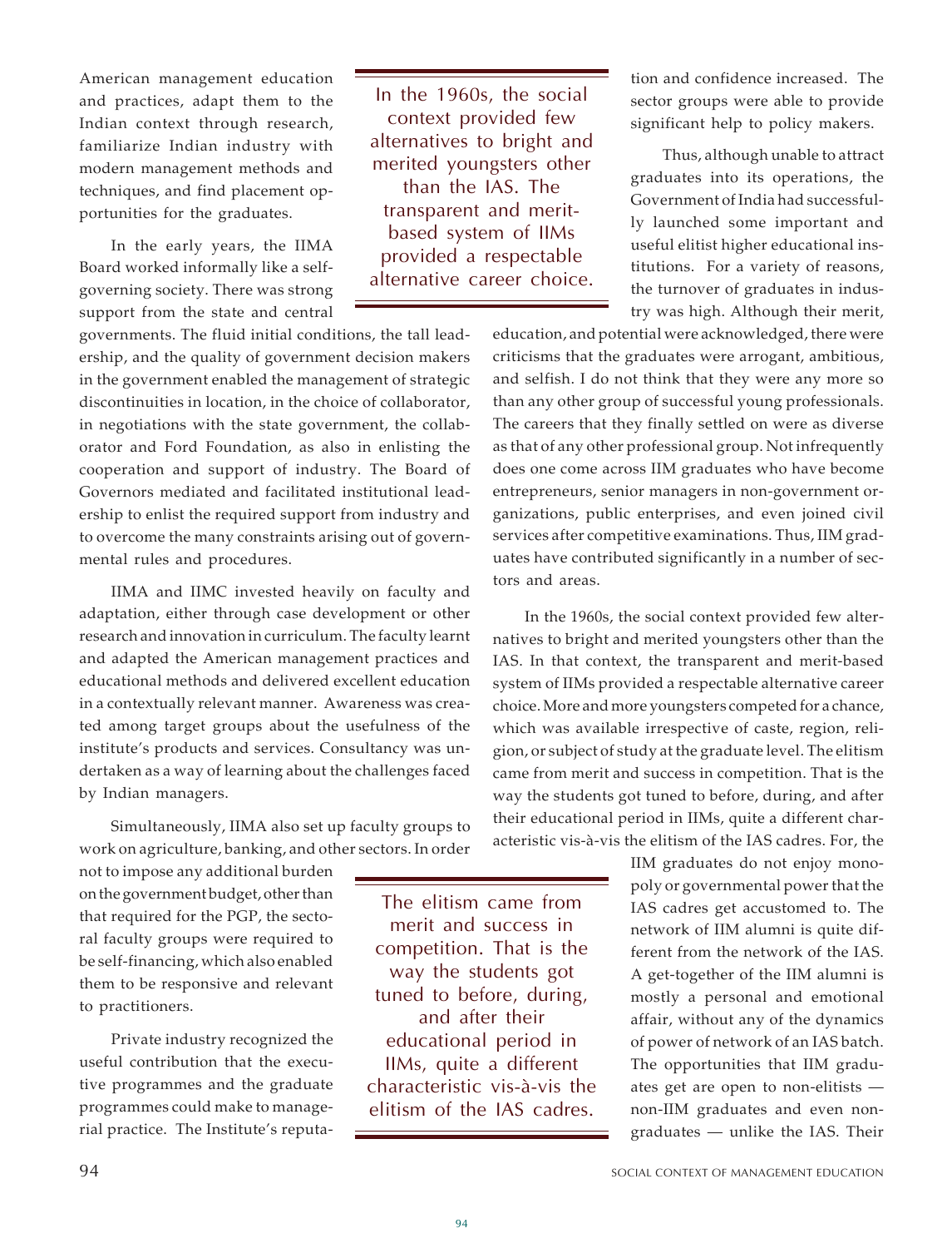American management education and practices, adapt them to the Indian context through research, familiarize Indian industry with modern management methods and techniques, and find placement opportunities for the graduates.

In the early years, the IIMA Board worked informally like a self-governing society. There was strong support from the state and central governments. The fluid initial conditions, the tall leadership, and the quality of government decision makers in the government enabled the management of strategic discontinuities in location, in the choice of collaborator, in negotiations with the state government, the collaborator and Ford Foundation, as also in enlisting the cooperation and support of industry. The Board of Governors mediated and facilitated institutional leadership to enlist the required support from industry and to overcome the many constraints arising out of governmental rules and procedures.

> In the 1960s, the social context provided few alternatives to bright and merited youngsters other than the IAS. The transparent and merit-based system of IIMs provided a respectable alternative career choice.

IIMA and IIMC invested heavily on faculty and adaptation, either through case development or other research and innovation in curriculum. The faculty learnt and adapted the American management practices and educational methods and delivered excellent education in a contextually relevant manner. Awareness was created among target groups about the usefulness of the institute's products and services. Consultancy was undertaken as a way of learning about the challenges faced by Indian managers.

Simultaneously, IIMA also set up faculty groups to work on agriculture, banking, and other sectors. In order not to impose any additional burden on the government budget, other than that required for the PGP, the sectoral faculty groups were required to be self-financing, which also enabled them to be responsive and relevant to practitioners.

Private industry recognized the useful contribution that the executive programmes and the graduate programmes could make to managerial practice. The Institute's reputation and confidence increased. The sector groups were able to provide significant help to policy makers.

Thus, although unable to attract graduates into its operations, the Government of India had successfully launched some important and useful elitist higher educational institutions. For a variety of reasons, the turnover of graduates in industry was high. Although their merit, education, and potential were acknowledged, there were criticisms that the graduates were arrogant, ambitious, and selfish. I do not think that they were any more so than any other group of successful young professionals. The careers that they finally settled on were as diverse as that of any other professional group. Not infrequently does one come across IIM graduates who have become entrepreneurs, senior managers in non-government organizations, public enterprises, and even joined civil services after competitive examinations. Thus, IIM graduates have contributed significantly in a number of sectors and areas.

In the 1960s, the social context provided few alternatives to bright and merited youngsters other than the IAS. In that context, the transparent and merit-based system of IIMs provided a respectable alternative career choice. More and more youngsters competed for a chance, which was available irrespective of caste, region, religion, or subject of study at the graduate level. The elitism came from merit and success in competition. That is the way the students got tuned to before, during, and after their educational period in IIMs, quite a different characteristic vis-à-vis the elitism of the IAS cadres. For, the IIM graduates do not enjoy monopoly or governmental power that the IAS cadres get accustomed to. The network of IIM alumni is quite different from the network of the IAS. A get-together of the IIM alumni is mostly a personal and emotional affair, without any of the dynamics of power of network of an IAS batch. The opportunities that IIM graduates get are open to non-elitists — non-IIM graduates and even non-graduates — unlike the IAS. Their

> The elitism came from merit and success in competition. That is the way the students got tuned to before, during, and after their educational period in IIMs, quite a different characteristic vis-à-vis the elitism of the IAS cadres.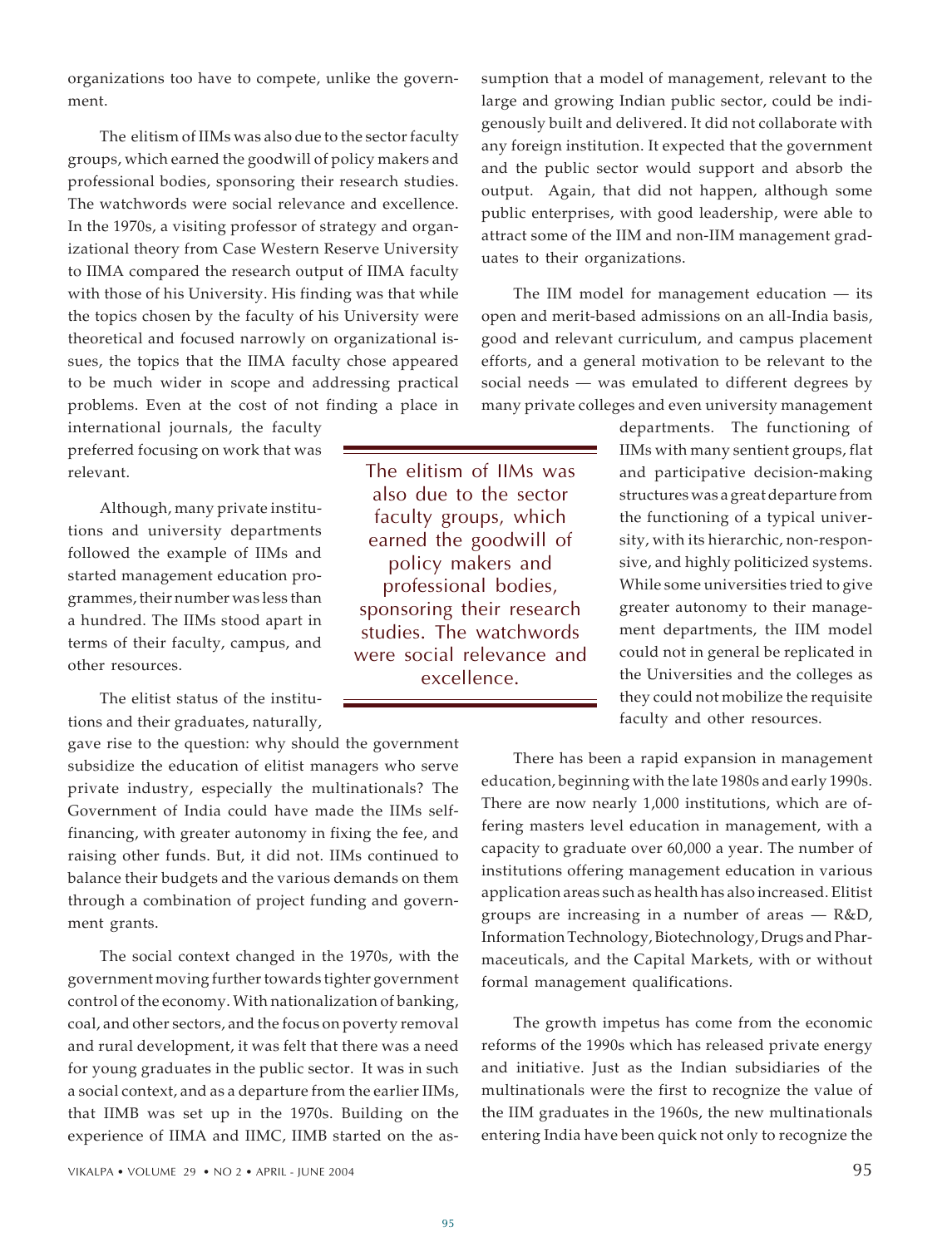organizations too have to compete, unlike the government.

The elitism of IIMs was also due to the sector faculty groups, which earned the goodwill of policy makers and professional bodies, sponsoring their research studies. The watchwords were social relevance and excellence. In the 1970s, a visiting professor of strategy and organizational theory from Case Western Reserve University to IIMA compared the research output of IIMA faculty with those of his University. His finding was that while the topics chosen by the faculty of his University were theoretical and focused narrowly on organizational issues, the topics that the IIMA faculty chose appeared to be much wider in scope and addressing practical problems. Even at the cost of not finding a place in international journals, the faculty preferred focusing on work that was relevant.

> The elitism of IIMs was also due to the sector faculty groups, which earned the goodwill of policy makers and professional bodies, sponsoring their research studies. The watchwords were social relevance and excellence.

Although, many private institutions and university departments followed the example of IIMs and started management education programmes, their number was less than a hundred. The IIMs stood apart in terms of their faculty, campus, and other resources.

The elitist status of the institutions and their graduates, naturally, gave rise to the question: why should the government subsidize the education of elitist managers who serve private industry, especially the multinationals? The Government of India could have made the IIMs self-financing, with greater autonomy in fixing the fee, and raising other funds. But, it did not. IIMs continued to balance their budgets and the various demands on them through a combination of project funding and government grants.

The social context changed in the 1970s, with the government moving further towards tighter government control of the economy. With nationalization of banking, coal, and other sectors, and the focus on poverty removal and rural development, it was felt that there was a need for young graduates in the public sector. It was in such a social context, and as a departure from the earlier IIMs, that IIMB was set up in the 1970s. Building on the experience of IIMA and IIMC, IIMB started on the assumption that a model of management, relevant to the large and growing Indian public sector, could be indigenously built and delivered. It did not collaborate with any foreign institution. It expected that the government and the public sector would support and absorb the output. Again, that did not happen, although some public enterprises, with good leadership, were able to attract some of the IIM and non-IIM management graduates to their organizations.

The IIM model for management education — its open and merit-based admissions on an all-India basis, good and relevant curriculum, and campus placement efforts, and a general motivation to be relevant to the social needs — was emulated to different degrees by many private colleges and even university management departments. The functioning of IIMs with many sentient groups, flat and participative decision-making structures was a great departure from the functioning of a typical university, with its hierarchic, non-responsive, and highly politicized systems. While some universities tried to give greater autonomy to their management departments, the IIM model could not in general be replicated in the Universities and the colleges as they could not mobilize the requisite faculty and other resources.

There has been a rapid expansion in management education, beginning with the late 1980s and early 1990s. There are now nearly 1,000 institutions, which are offering masters level education in management, with a capacity to graduate over 60,000 a year. The number of institutions offering management education in various application areas such as health has also increased. Elitist groups are increasing in a number of areas — R&D, Information Technology, Biotechnology, Drugs and Pharmaceuticals, and the Capital Markets, with or without formal management qualifications.

The growth impetus has come from the economic reforms of the 1990s which has released private energy and initiative. Just as the Indian subsidiaries of the multinationals were the first to recognize the value of the IIM graduates in the 1960s, the new multinationals entering India have been quick not only to recognize the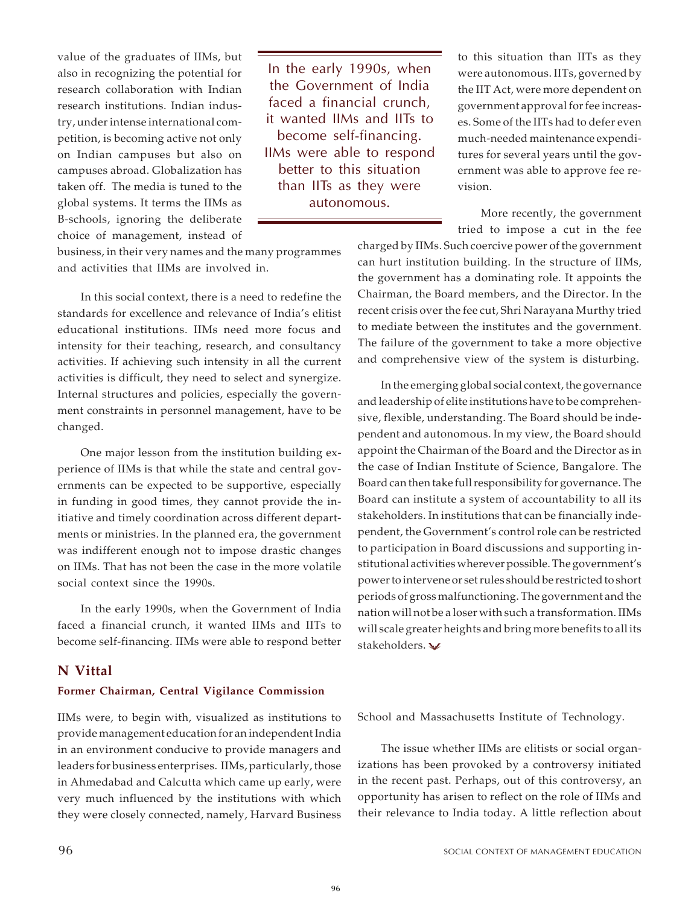value of the graduates of IIMs, but also in recognizing the potential for research collaboration with Indian research institutions. Indian industry, under intense international competition, is becoming active not only on Indian campuses but also on campuses abroad. Globalization has taken off. The media is tuned to the global systems. It terms the IIMs as B-schools, ignoring the deliberate choice of management, instead of business, in their very names and the many programmes and activities that IIMs are involved in.

In this social context, there is a need to redefine the standards for excellence and relevance of India's elitist educational institutions. IIMs need more focus and intensity for their teaching, research, and consultancy activities. If achieving such intensity in all the current activities is difficult, they need to select and synergize. Internal structures and policies, especially the government constraints in personnel management, have to be changed.

One major lesson from the institution building experience of IIMs is that while the state and central governments can be expected to be supportive, especially in funding in good times, they cannot provide the initiative and timely coordination across different departments or ministries. In the planned era, the government was indifferent enough not to impose drastic changes on IIMs. That has not been the case in the more volatile social context since the 1990s.

In the early 1990s, when the Government of India faced a financial crunch, it wanted IIMs and IITs to become self-financing. IIMs were able to respond better to this situation than IITs as they were autonomous. IITs, governed by the IIT Act, were more dependent on government approval for fee increases. Some of the IITs had to defer even much-needed maintenance expenditures for several years until the government was able to approve fee revision.

> In the early 1990s, when the Government of India faced a financial crunch, it wanted IIMs and IITs to become self-financing. IIMs were able to respond better to this situation than IITs as they were autonomous.

More recently, the government tried to impose a cut in the fee charged by IIMs. Such coercive power of the government can hurt institution building. In the structure of IIMs, the government has a dominating role. It appoints the Chairman, the Board members, and the Director. In the recent crisis over the fee cut, Shri Narayana Murthy tried to mediate between the institutes and the government. The failure of the government to take a more objective and comprehensive view of the system is disturbing.

In the emerging global social context, the governance and leadership of elite institutions have to be comprehensive, flexible, understanding. The Board should be independent and autonomous. In my view, the Board should appoint the Chairman of the Board and the Director as in the case of Indian Institute of Science, Bangalore. The Board can then take full responsibility for governance. The Board can institute a system of accountability to all its stakeholders. In institutions that can be financially independent, the Government's control role can be restricted to participation in Board discussions and supporting institutional activities wherever possible. The government's power to intervene or set rules should be restricted to short periods of gross malfunctioning. The government and the nation will not be a loser with such a transformation. IIMs will scale greater heights and bring more benefits to all its stakeholders.

## N Vittal

**Former Chairman, Central Vigilance Commission**

IIMs were, to begin with, visualized as institutions to provide management education for an independent India in an environment conducive to provide managers and leaders for business enterprises. IIMs, particularly, those in Ahmedabad and Calcutta which came up early, were very much influenced by the institutions with which they were closely connected, namely, Harvard Business School and Massachusetts Institute of Technology.

The issue whether IIMs are elitists or social organizations has been provoked by a controversy initiated in the recent past. Perhaps, out of this controversy, an opportunity has arisen to reflect on the role of IIMs and their relevance to India today. A little reflection about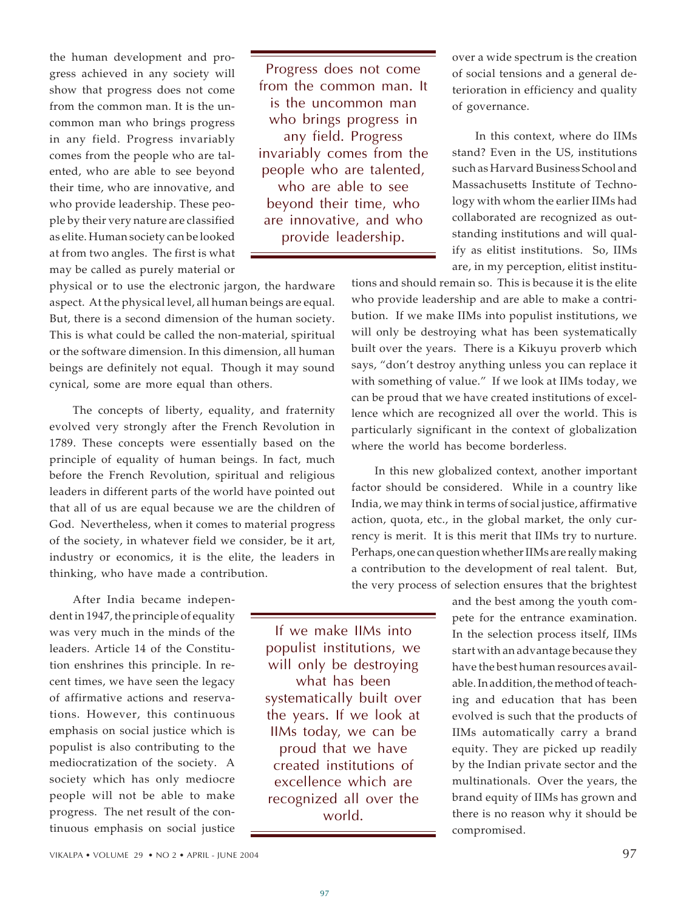the human development and progress achieved in any society will show that progress does not come from the common man. It is the uncommon man who brings progress in any field. Progress invariably comes from the people who are talented, who are able to see beyond their time, who are innovative, and who provide leadership. These people by their very nature are classified as elite. Human society can be looked at from two angles. The first is what may be called as purely material or physical or to use the electronic jargon, the hardware aspect. At the physical level, all human beings are equal. But, there is a second dimension of the human society. This is what could be called the non-material, spiritual or the software dimension. In this dimension, all human beings are definitely not equal. Though it may sound cynical, some are more equal than others.

> Progress does not come from the common man. It is the uncommon man who brings progress in any field. Progress invariably comes from the people who are talented, who are able to see beyond their time, who are innovative, and who provide leadership.

The concepts of liberty, equality, and fraternity evolved very strongly after the French Revolution in 1789. These concepts were essentially based on the principle of equality of human beings. In fact, much before the French Revolution, spiritual and religious leaders in different parts of the world have pointed out that all of us are equal because we are the children of God. Nevertheless, when it comes to material progress of the society, in whatever field we consider, be it art, industry or economics, it is the elite, the leaders in thinking, who have made a contribution.

After India became independent in 1947, the principle of equality was very much in the minds of the leaders. Article 14 of the Constitution enshrines this principle. In recent times, we have seen the legacy of affirmative actions and reservations. However, this continuous emphasis on social justice which is populist is also contributing to the mediocratization of the society. A society which has only mediocre people will not be able to make progress. The net result of the continuous emphasis on social justice over a wide spectrum is the creation of social tensions and a general deterioration in efficiency and quality of governance.

> If we make IIMs into populist institutions, we will only be destroying what has been systematically built over the years. If we look at IIMs today, we can be proud that we have created institutions of excellence which are recognized all over the world.

In this context, where do IIMs stand? Even in the US, institutions such as Harvard Business School and Massachusetts Institute of Technology with whom the earlier IIMs had collaborated are recognized as outstanding institutions and will qualify as elitist institutions. So, IIMs are, in my perception, elitist institutions and should remain so. This is because it is the elite who provide leadership and are able to make a contribution. If we make IIMs into populist institutions, we will only be destroying what has been systematically built over the years. There is a Kikuyu proverb which says, "don't destroy anything unless you can replace it with something of value." If we look at IIMs today, we can be proud that we have created institutions of excellence which are recognized all over the world. This is particularly significant in the context of globalization where the world has become borderless.

In this new globalized context, another important factor should be considered. While in a country like India, we may think in terms of social justice, affirmative action, quota, etc., in the global market, the only currency is merit. It is this merit that IIMs try to nurture. Perhaps, one can question whether IIMs are really making a contribution to the development of real talent. But, the very process of selection ensures that the brightest and the best among the youth compete for the entrance examination. In the selection process itself, IIMs start with an advantage because they have the best human resources available. In addition, the method of teaching and education that has been evolved is such that the products of IIMs automatically carry a brand equity. They are picked up readily by the Indian private sector and the multinationals. Over the years, the brand equity of IIMs has grown and there is no reason why it should be compromised.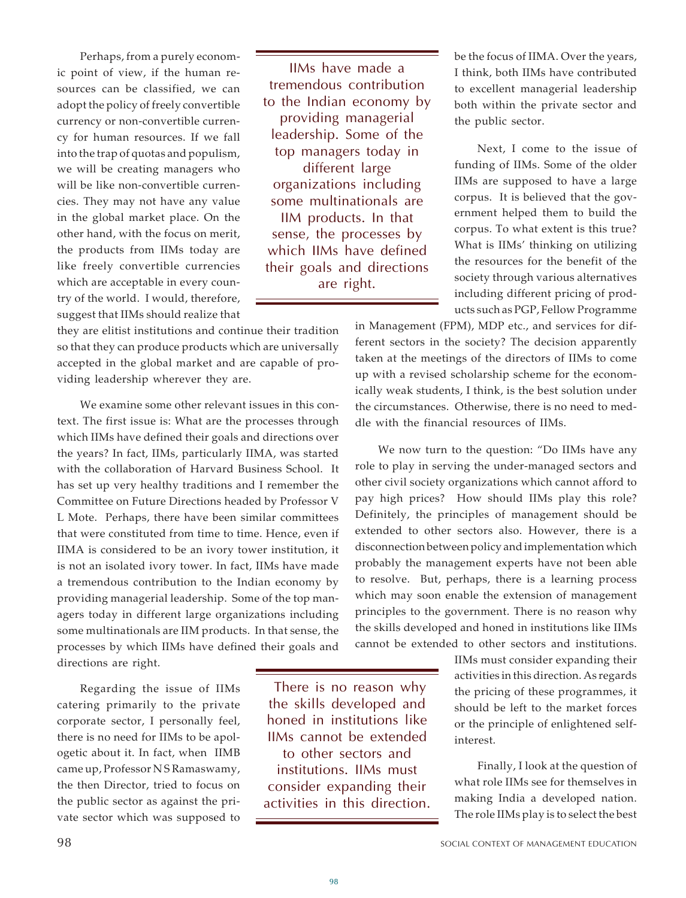Perhaps, from a purely economic point of view, if the human resources can be classified, we can adopt the policy of freely convertible currency or non-convertible currency for human resources. If we fall into the trap of quotas and populism, we will be creating managers who will be like non-convertible currencies. They may not have any value in the global market place. On the other hand, with the focus on merit, the products from IIMs today are like freely convertible currencies which are acceptable in every country of the world. I would, therefore, suggest that IIMs should realize that they are elitist institutions and continue their tradition so that they can produce products which are universally accepted in the global market and are capable of providing leadership wherever they are.

> IIMs have made a tremendous contribution to the Indian economy by providing managerial leadership. Some of the top managers today in different large organizations including some multinationals are IIM products. In that sense, the processes by which IIMs have defined their goals and directions are right.

We examine some other relevant issues in this context. The first issue is: What are the processes through which IIMs have defined their goals and directions over the years? In fact, IIMs, particularly IIMA, was started with the collaboration of Harvard Business School. It has set up very healthy traditions and I remember the Committee on Future Directions headed by Professor V L Mote. Perhaps, there have been similar committees that were constituted from time to time. Hence, even if IIMA is considered to be an ivory tower institution, it is not an isolated ivory tower. In fact, IIMs have made a tremendous contribution to the Indian economy by providing managerial leadership. Some of the top managers today in different large organizations including some multinationals are IIM products. In that sense, the processes by which IIMs have defined their goals and directions are right.

Regarding the issue of IIMs catering primarily to the private corporate sector, I personally feel, there is no need for IIMs to be apologetic about it. In fact, when IIMB came up, Professor N S Ramaswamy, the then Director, tried to focus on the public sector as against the private sector which was supposed to be the focus of IIMA. Over the years, I think, both IIMs have contributed to excellent managerial leadership both within the private sector and the public sector.

Next, I come to the issue of funding of IIMs. Some of the older IIMs are supposed to have a large corpus. It is believed that the government helped them to build the corpus. To what extent is this true? What is IIMs' thinking on utilizing the resources for the benefit of the society through various alternatives including different pricing of products such as PGP, Fellow Programme in Management (FPM), MDP etc., and services for different sectors in the society? The decision apparently taken at the meetings of the directors of IIMs to come up with a revised scholarship scheme for the economically weak students, I think, is the best solution under the circumstances. Otherwise, there is no need to meddle with the financial resources of IIMs.

We now turn to the question: "Do IIMs have any role to play in serving the under-managed sectors and other civil society organizations which cannot afford to pay high prices? How should IIMs play this role? Definitely, the principles of management should be extended to other sectors also. However, there is a disconnection between policy and implementation which probably the management experts have not been able to resolve. But, perhaps, there is a learning process which may soon enable the extension of management principles to the government. There is no reason why the skills developed and honed in institutions like IIMs cannot be extended to other sectors and institutions. IIMs must consider expanding their activities in this direction. As regards the pricing of these programmes, it should be left to the market forces or the principle of enlightened self-interest.

> There is no reason why the skills developed and honed in institutions like IIMs cannot be extended to other sectors and institutions. IIMs must consider expanding their activities in this direction.

Finally, I look at the question of what role IIMs see for themselves in making India a developed nation. The role IIMs play is to select the best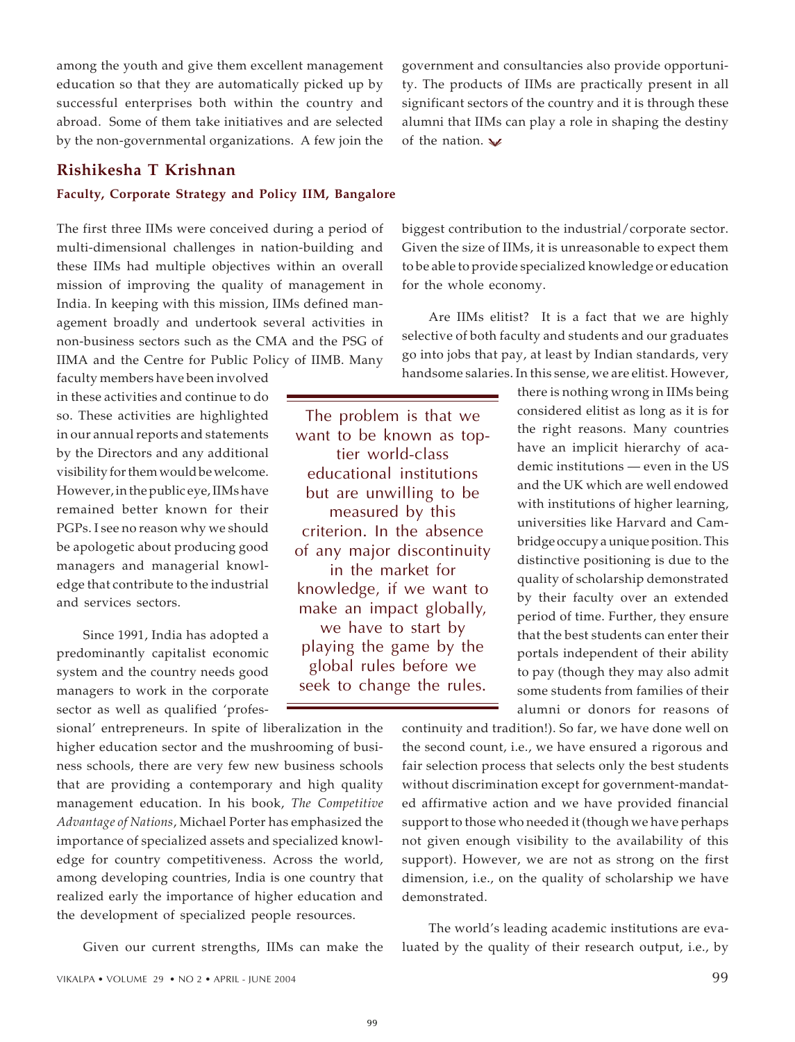among the youth and give them excellent management education so that they are automatically picked up by successful enterprises both within the country and abroad. Some of them take initiatives and are selected by the non-governmental organizations. A few join the government and consultancies also provide opportunity. The products of IIMs are practically present in all significant sectors of the country and it is through these alumni that IIMs can play a role in shaping the destiny of the nation.

## Rishikesha T Krishnan

**Faculty, Corporate Strategy and Policy IIM, Bangalore**

The first three IIMs were conceived during a period of multi-dimensional challenges in nation-building and these IIMs had multiple objectives within an overall mission of improving the quality of management in India. In keeping with this mission, IIMs defined management broadly and undertook several activities in non-business sectors such as the CMA and the PSG of IIMA and the Centre for Public Policy of IIMB. Many faculty members have been involved in these activities and continue to do so. These activities are highlighted in our annual reports and statements by the Directors and any additional visibility for them would be welcome. However, in the public eye, IIMs have remained better known for their PGPs. I see no reason why we should be apologetic about producing good managers and managerial knowledge that contribute to the industrial and services sectors.

Since 1991, India has adopted a predominantly capitalist economic system and the country needs good managers to work in the corporate sector as well as qualified 'professional' entrepreneurs. In spite of liberalization in the higher education sector and the mushrooming of business schools, there are very few new business schools that are providing a contemporary and high quality management education. In his book, *The Competitive Advantage of Nations*, Michael Porter has emphasized the importance of specialized assets and specialized knowledge for country competitiveness. Across the world, among developing countries, India is one country that realized early the importance of higher education and the development of specialized people resources.

Given our current strengths, IIMs can make the biggest contribution to the industrial/corporate sector. Given the size of IIMs, it is unreasonable to expect them to be able to provide specialized knowledge or education for the whole economy.

Are IIMs elitist? It is a fact that we are highly selective of both faculty and students and our graduates go into jobs that pay, at least by Indian standards, very handsome salaries. In this sense, we are elitist. However, there is nothing wrong in IIMs being considered elitist as long as it is for the right reasons. Many countries have an implicit hierarchy of academic institutions — even in the US and the UK which are well endowed with institutions of higher learning, universities like Harvard and Cambridge occupy a unique position. This distinctive positioning is due to the quality of scholarship demonstrated by their faculty over an extended period of time. Further, they ensure that the best students can enter their portals independent of their ability to pay (though they may also admit some students from families of their alumni or donors for reasons of continuity and tradition!). So far, we have done well on the second count, i.e., we have ensured a rigorous and fair selection process that selects only the best students without discrimination except for government-mandated affirmative action and we have provided financial support to those who needed it (though we have perhaps not given enough visibility to the availability of this support). However, we are not as strong on the first dimension, i.e., on the quality of scholarship we have demonstrated.

> The problem is that we want to be known as top-tier world-class educational institutions but are unwilling to be measured by this criterion. In the absence of any major discontinuity in the market for knowledge, if we want to make an impact globally, we have to start by playing the game by the global rules before we seek to change the rules.

The world's leading academic institutions are evaluated by the quality of their research output, i.e., by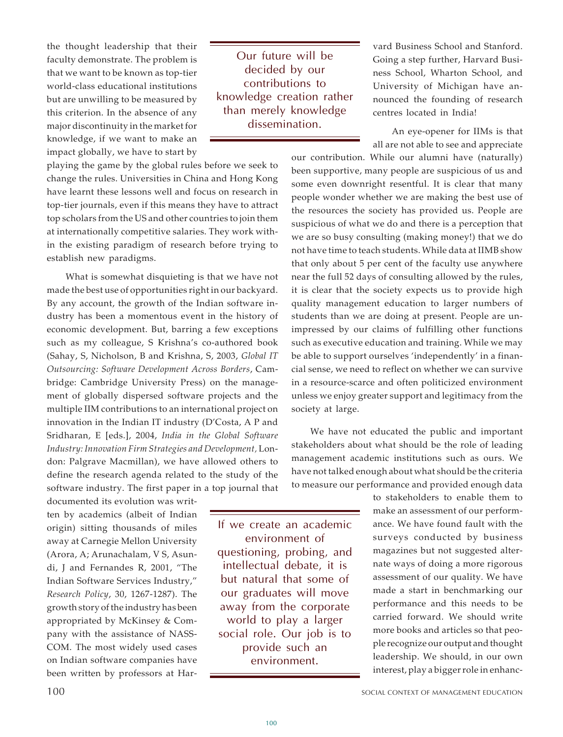the thought leadership that their faculty demonstrate. The problem is that we want to be known as top-tier world-class educational institutions but are unwilling to be measured by this criterion. In the absence of any major discontinuity in the market for knowledge, if we want to make an impact globally, we have to start by playing the game by the global rules before we seek to change the rules. Universities in China and Hong Kong have learnt these lessons well and focus on research in top-tier journals, even if this means they have to attract top scholars from the US and other countries to join them at internationally competitive salaries. They work within the existing paradigm of research before trying to establish new paradigms.

> Our future will be decided by our contributions to knowledge creation rather than merely knowledge dissemination.

What is somewhat disquieting is that we have not made the best use of opportunities right in our backyard. By any account, the growth of the Indian software industry has been a momentous event in the history of economic development. But, barring a few exceptions such as my colleague, S Krishna's co-authored book (Sahay, S, Nicholson, B and Krishna, S, 2003, *Global IT Outsourcing: Software Development Across Borders*, Cambridge: Cambridge University Press) on the management of globally dispersed software projects and the multiple IIM contributions to an international project on innovation in the Indian IT industry (D'Costa, A P and Sridharan, E [eds.], 2004, *India in the Global Software Industry: Innovation Firm Strategies and Development,* London: Palgrave Macmillan), we have allowed others to define the research agenda related to the study of the software industry. The first paper in a top journal that documented its evolution was written by academics (albeit of Indian origin) sitting thousands of miles away at Carnegie Mellon University (Arora, A; Arunachalam, V S, Asundi, J and Fernandes R, 2001, "The Indian Software Services Industry," *Research Policy*, 30, 1267-1287). The growth story of the industry has been appropriated by McKinsey & Company with the assistance of NASSCOM. The most widely used cases on Indian software companies have been written by professors at Harvard Business School and Stanford. Going a step further, Harvard Business School, Wharton School, and University of Michigan have announced the founding of research centres located in India!

> If we create an academic environment of questioning, probing, and intellectual debate, it is but natural that some of our graduates will move away from the corporate world to play a larger social role. Our job is to provide such an environment.

An eye-opener for IIMs is that all are not able to see and appreciate our contribution. While our alumni have (naturally) been supportive, many people are suspicious of us and some even downright resentful. It is clear that many people wonder whether we are making the best use of the resources the society has provided us. People are suspicious of what we do and there is a perception that we are so busy consulting (making money!) that we do not have time to teach students. While data at IIMB show that only about 5 per cent of the faculty use anywhere near the full 52 days of consulting allowed by the rules, it is clear that the society expects us to provide high quality management education to larger numbers of students than we are doing at present. People are unimpressed by our claims of fulfilling other functions such as executive education and training. While we may be able to support ourselves 'independently' in a financial sense, we need to reflect on whether we can survive in a resource-scarce and often politicized environment unless we enjoy greater support and legitimacy from the society at large.

We have not educated the public and important stakeholders about what should be the role of leading management academic institutions such as ours. We have not talked enough about what should be the criteria to measure our performance and provided enough data to stakeholders to enable them to make an assessment of our performance. We have found fault with the surveys conducted by business magazines but not suggested alternate ways of doing a more rigorous assessment of our quality. We have made a start in benchmarking our performance and this needs to be carried forward. We should write more books and articles so that people recognize our output and thought leadership. We should, in our own interest, play a bigger role in enhanc-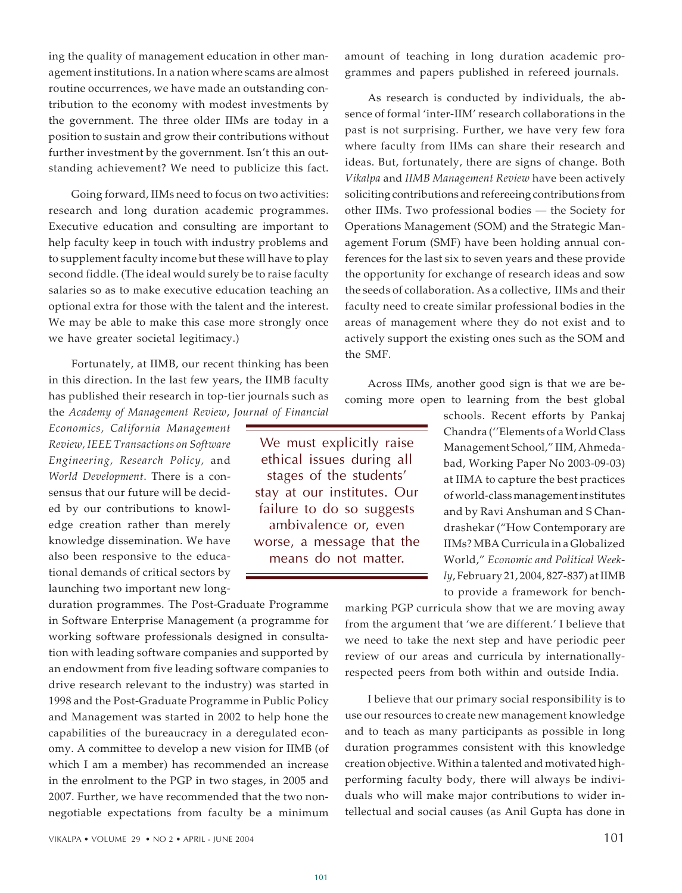ing the quality of management education in other management institutions. In a nation where scams are almost routine occurrences, we have made an outstanding contribution to the economy with modest investments by the government. The three older IIMs are today in a position to sustain and grow their contributions without further investment by the government. Isn't this an outstanding achievement? We need to publicize this fact.

Going forward, IIMs need to focus on two activities: research and long duration academic programmes. Executive education and consulting are important to help faculty keep in touch with industry problems and to supplement faculty income but these will have to play second fiddle. (The ideal would surely be to raise faculty salaries so as to make executive education teaching an optional extra for those with the talent and the interest. We may be able to make this case more strongly once we have greater societal legitimacy.)

Fortunately, at IIMB, our recent thinking has been in this direction. In the last few years, the IIMB faculty has published their research in top-tier journals such as the *Academy of Management Review*, *Journal of Financial Economics, California Management Review, IEEE Transactions on Software Engineering, Research Policy,* and *World Development*. There is a consensus that our future will be decided by our contributions to knowledge creation rather than merely knowledge dissemination. We have also been responsive to the educational demands of critical sectors by launching two important new long-duration programmes. The Post-Graduate Programme in Software Enterprise Management (a programme for working software professionals designed in consultation with leading software companies and supported by an endowment from five leading software companies to drive research relevant to the industry) was started in 1998 and the Post-Graduate Programme in Public Policy and Management was started in 2002 to help hone the capabilities of the bureaucracy in a deregulated economy. A committee to develop a new vision for IIMB (of which I am a member) has recommended an increase in the enrolment to the PGP in two stages, in 2005 and 2007. Further, we have recommended that the two non-negotiable expectations from faculty be a minimum amount of teaching in long duration academic programmes and papers published in refereed journals.

> We must explicitly raise ethical issues during all stages of the students' stay at our institutes. Our failure to do so suggests ambivalence or, even worse, a message that the means do not matter.

As research is conducted by individuals, the absence of formal 'inter-IIM' research collaborations in the past is not surprising. Further, we have very few fora where faculty from IIMs can share their research and ideas. But, fortunately, there are signs of change. Both *Vikalpa* and *IIMB Management Review* have been actively soliciting contributions and refereeing contributions from other IIMs. Two professional bodies — the Society for Operations Management (SOM) and the Strategic Management Forum (SMF) have been holding annual conferences for the last six to seven years and these provide the opportunity for exchange of research ideas and sow the seeds of collaboration. As a collective, IIMs and their faculty need to create similar professional bodies in the areas of management where they do not exist and to actively support the existing ones such as the SOM and the SMF.

Across IIMs, another good sign is that we are becoming more open to learning from the best global schools. Recent efforts by Pankaj Chandra (''Elements of a World Class Management School," IIM, Ahmedabad, Working Paper No 2003-09-03) at IIMA to capture the best practices of world-class management institutes and by Ravi Anshuman and S Chandrashekar ("How Contemporary are IIMs? MBA Curricula in a Globalized World," *Economic and Political Weekly*, February 21, 2004, 827-837) at IIMB to provide a framework for benchmarking PGP curricula show that we are moving away from the argument that 'we are different.' I believe that we need to take the next step and have periodic peer review of our areas and curricula by internationally-respected peers from both within and outside India.

I believe that our primary social responsibility is to use our resources to create new management knowledge and to teach as many participants as possible in long duration programmes consistent with this knowledge creation objective. Within a talented and motivated high-performing faculty body, there will always be individuals who will make major contributions to wider intellectual and social causes (as Anil Gupta has done in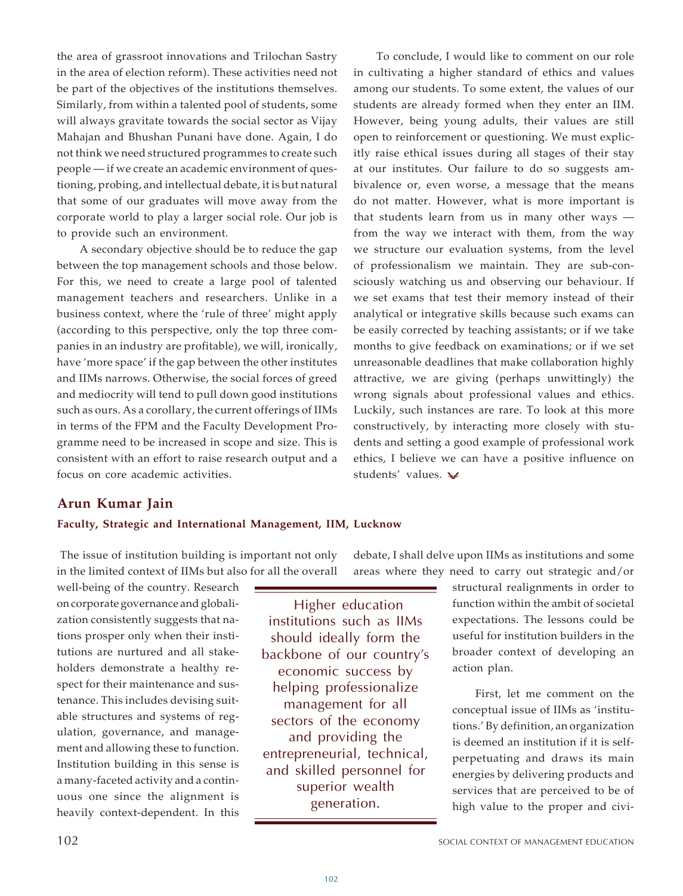the area of grassroot innovations and Trilochan Sastry in the area of election reform). These activities need not be part of the objectives of the institutions themselves. Similarly, from within a talented pool of students, some will always gravitate towards the social sector as Vijay Mahajan and Bhushan Punani have done. Again, I do not think we need structured programmes to create such people — if we create an academic environment of questioning, probing, and intellectual debate, it is but natural that some of our graduates will move away from the corporate world to play a larger social role. Our job is to provide such an environment.

A secondary objective should be to reduce the gap between the top management schools and those below. For this, we need to create a large pool of talented management teachers and researchers. Unlike in a business context, where the 'rule of three' might apply (according to this perspective, only the top three companies in an industry are profitable), we will, ironically, have 'more space' if the gap between the other institutes and IIMs narrows. Otherwise, the social forces of greed and mediocrity will tend to pull down good institutions such as ours. As a corollary, the current offerings of IIMs in terms of the FPM and the Faculty Development Programme need to be increased in scope and size. This is consistent with an effort to raise research output and a focus on core academic activities.

To conclude, I would like to comment on our role in cultivating a higher standard of ethics and values among our students. To some extent, the values of our students are already formed when they enter an IIM. However, being young adults, their values are still open to reinforcement or questioning. We must explicitly raise ethical issues during all stages of their stay at our institutes. Our failure to do so suggests ambivalence or, even worse, a message that the means do not matter. However, what is more important is that students learn from us in many other ways — from the way we interact with them, from the way we structure our evaluation systems, from the level of professionalism we maintain. They are sub-consciously watching us and observing our behaviour. If we set exams that test their memory instead of their analytical or integrative skills because such exams can be easily corrected by teaching assistants; or if we take months to give feedback on examinations; or if we set unreasonable deadlines that make collaboration highly attractive, we are giving (perhaps unwittingly) the wrong signals about professional values and ethics. Luckily, such instances are rare. To look at this more constructively, by interacting more closely with students and setting a good example of professional work ethics, I believe we can have a positive influence on students' values.

## Arun Kumar Jain

**Faculty, Strategic and International Management, IIM, Lucknow**

The issue of institution building is important not only in the limited context of IIMs but also for all the overall well-being of the country. Research on corporate governance and globalization consistently suggests that nations prosper only when their institutions are nurtured and all stakeholders demonstrate a healthy respect for their maintenance and sustenance. This includes devising suitable structures and systems of regulation, governance, and management and allowing these to function. Institution building in this sense is a many-faceted activity and a continuous one since the alignment is heavily context-dependent. In this debate, I shall delve upon IIMs as institutions and some areas where they need to carry out strategic and/or structural realignments in order to function within the ambit of societal expectations. The lessons could be useful for institution builders in the broader context of developing an action plan.

> Higher education institutions such as IIMs should ideally form the backbone of our country's economic success by helping professionalize management for all sectors of the economy and providing the entrepreneurial, technical, and skilled personnel for superior wealth generation.

First, let me comment on the conceptual issue of IIMs as 'institutions.' By definition, an organization is deemed an institution if it is self-perpetuating and draws its main energies by delivering products and services that are perceived to be of high value to the proper and civi-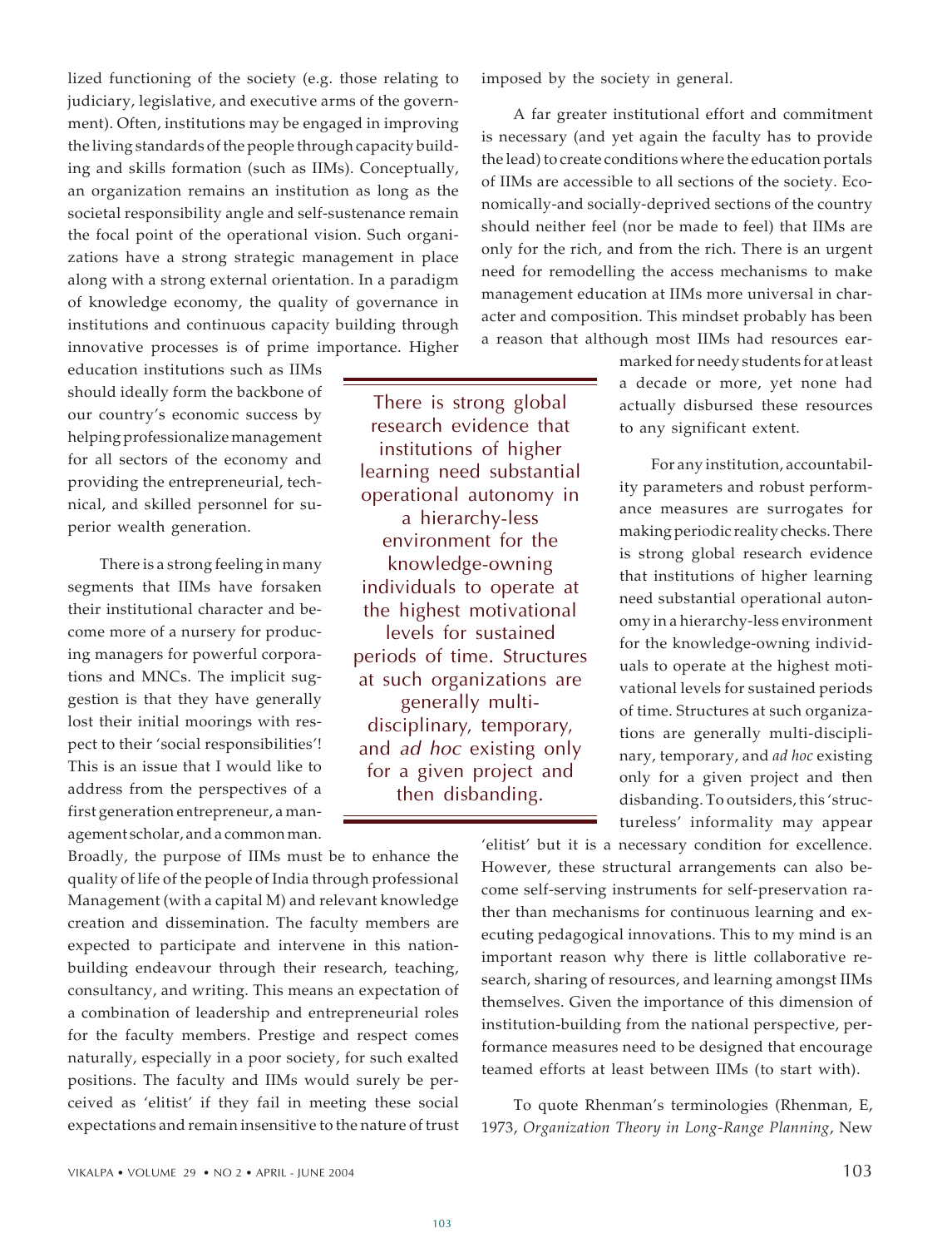lized functioning of the society (e.g. those relating to judiciary, legislative, and executive arms of the government). Often, institutions may be engaged in improving the living standards of the people through capacity building and skills formation (such as IIMs). Conceptually, an organization remains an institution as long as the societal responsibility angle and self-sustenance remain the focal point of the operational vision. Such organizations have a strong strategic management in place along with a strong external orientation. In a paradigm of knowledge economy, the quality of governance in institutions and continuous capacity building through innovative processes is of prime importance. Higher education institutions such as IIMs should ideally form the backbone of our country's economic success by helping professionalize management for all sectors of the economy and providing the entrepreneurial, technical, and skilled personnel for superior wealth generation.

There is a strong feeling in many segments that IIMs have forsaken their institutional character and become more of a nursery for producing managers for powerful corporations and MNCs. The implicit suggestion is that they have generally lost their initial moorings with respect to their 'social responsibilities'! This is an issue that I would like to address from the perspectives of a first generation entrepreneur, a management scholar, and a common man.

Broadly, the purpose of IIMs must be to enhance the quality of life of the people of India through professional Management (with a capital M) and relevant knowledge creation and dissemination. The faculty members are expected to participate and intervene in this nation-building endeavour through their research, teaching, consultancy, and writing. This means an expectation of a combination of leadership and entrepreneurial roles for the faculty members. Prestige and respect comes naturally, especially in a poor society, for such exalted positions. The faculty and IIMs would surely be perceived as 'elitist' if they fail in meeting these social expectations and remain insensitive to the nature of trust imposed by the society in general.

A far greater institutional effort and commitment is necessary (and yet again the faculty has to provide the lead) to create conditions where the education portals of IIMs are accessible to all sections of the society. Economically-and socially-deprived sections of the country should neither feel (nor be made to feel) that IIMs are only for the rich, and from the rich. There is an urgent need for remodelling the access mechanisms to make management education at IIMs more universal in character and composition. This mindset probably has been a reason that although most IIMs had resources earmarked for needy students for at least a decade or more, yet none had actually disbursed these resources to any significant extent.

> There is strong global research evidence that institutions of higher learning need substantial operational autonomy in a hierarchy-less environment for the knowledge-owning individuals to operate at the highest motivational levels for sustained periods of time. Structures at such organizations are generally multi-disciplinary, temporary, and *ad hoc* existing only for a given project and then disbanding.

For any institution, accountability parameters and robust performance measures are surrogates for making periodic reality checks. There is strong global research evidence that institutions of higher learning need substantial operational autonomy in a hierarchy-less environment for the knowledge-owning individuals to operate at the highest motivational levels for sustained periods of time. Structures at such organizations are generally multi-disciplinary, temporary, and *ad hoc* existing only for a given project and then disbanding. To outsiders, this 'structureless' informality may appear 'elitist' but it is a necessary condition for excellence. However, these structural arrangements can also become self-serving instruments for self-preservation rather than mechanisms for continuous learning and executing pedagogical innovations. This to my mind is an important reason why there is little collaborative research, sharing of resources, and learning amongst IIMs themselves. Given the importance of this dimension of institution-building from the national perspective, performance measures need to be designed that encourage teamed efforts at least between IIMs (to start with).

To quote Rhenman's terminologies (Rhenman, E, 1973, *Organization Theory in Long-Range Planning*, New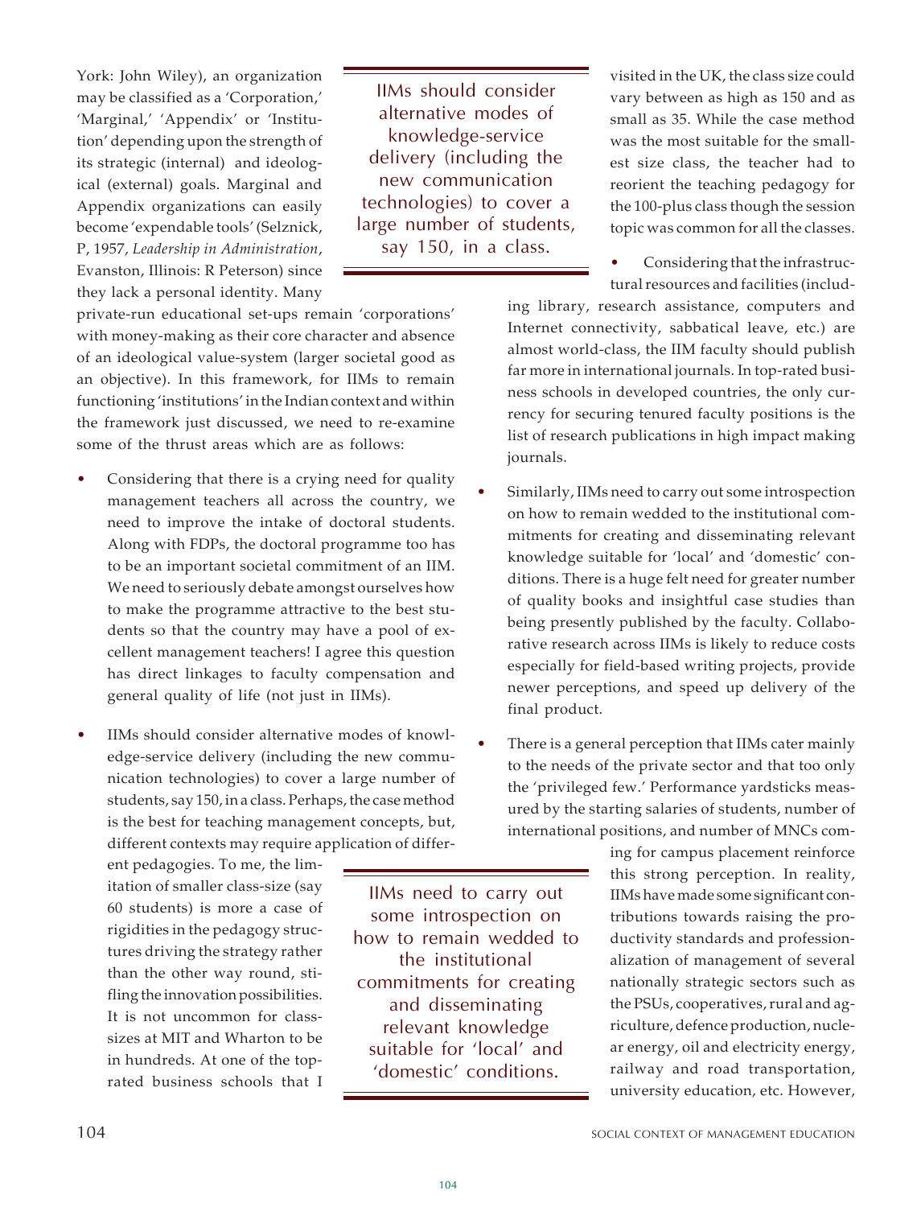York: John Wiley), an organization may be classified as a 'Corporation,' 'Marginal,' 'Appendix' or 'Institution' depending upon the strength of its strategic (internal) and ideological (external) goals. Marginal and Appendix organizations can easily become 'expendable tools' (Selznick, P, 1957, *Leadership in Administration*, Evanston, Illinois: R Peterson) since they lack a personal identity. Many private-run educational set-ups remain 'corporations' with money-making as their core character and absence of an ideological value-system (larger societal good as an objective). In this framework, for IIMs to remain functioning 'institutions' in the Indian context and within the framework just discussed, we need to re-examine some of the thrust areas which are as follows:

> IIMs should consider alternative modes of knowledge-service delivery (including the new communication technologies) to cover a large number of students, say 150, in a class.

- Considering that there is a crying need for quality management teachers all across the country, we need to improve the intake of doctoral students. Along with FDPs, the doctoral programme too has to be an important societal commitment of an IIM. We need to seriously debate amongst ourselves how to make the programme attractive to the best students so that the country may have a pool of excellent management teachers! I agree this question has direct linkages to faculty compensation and general quality of life (not just in IIMs).

- IIMs should consider alternative modes of knowledge-service delivery (including the new communication technologies) to cover a large number of students, say 150, in a class. Perhaps, the case method is the best for teaching management concepts, but, different contexts may require application of different pedagogies. To me, the limitation of smaller class-size (say 60 students) is more a case of rigidities in the pedagogy structures driving the strategy rather than the other way round, stifling the innovation possibilities. It is not uncommon for class-sizes at MIT and Wharton to be in hundreds. At one of the top-rated business schools that I visited in the UK, the class size could vary between as high as 150 and as small as 35. While the case method was the most suitable for the smallest size class, the teacher had to reorient the teaching pedagogy for the 100-plus class though the session topic was common for all the classes.

- Considering that the infrastructural resources and facilities (including library, research assistance, computers and Internet connectivity, sabbatical leave, etc.) are almost world-class, the IIM faculty should publish far more in international journals. In top-rated business schools in developed countries, the only currency for securing tenured faculty positions is the list of research publications in high impact making journals.

- Similarly, IIMs need to carry out some introspection on how to remain wedded to the institutional commitments for creating and disseminating relevant knowledge suitable for 'local' and 'domestic' conditions. There is a huge felt need for greater number of quality books and insightful case studies than being presently published by the faculty. Collaborative research across IIMs is likely to reduce costs especially for field-based writing projects, provide newer perceptions, and speed up delivery of the final product.

> IIMs need to carry out some introspection on how to remain wedded to the institutional commitments for creating and disseminating relevant knowledge suitable for 'local' and 'domestic' conditions.

- There is a general perception that IIMs cater mainly to the needs of the private sector and that too only the 'privileged few.' Performance yardsticks measured by the starting salaries of students, number of international positions, and number of MNCs coming for campus placement reinforce this strong perception. In reality, IIMs have made some significant contributions towards raising the productivity standards and professionalization of management of several nationally strategic sectors such as the PSUs, cooperatives, rural and agriculture, defence production, nuclear energy, oil and electricity energy, railway and road transportation, university education, etc. However,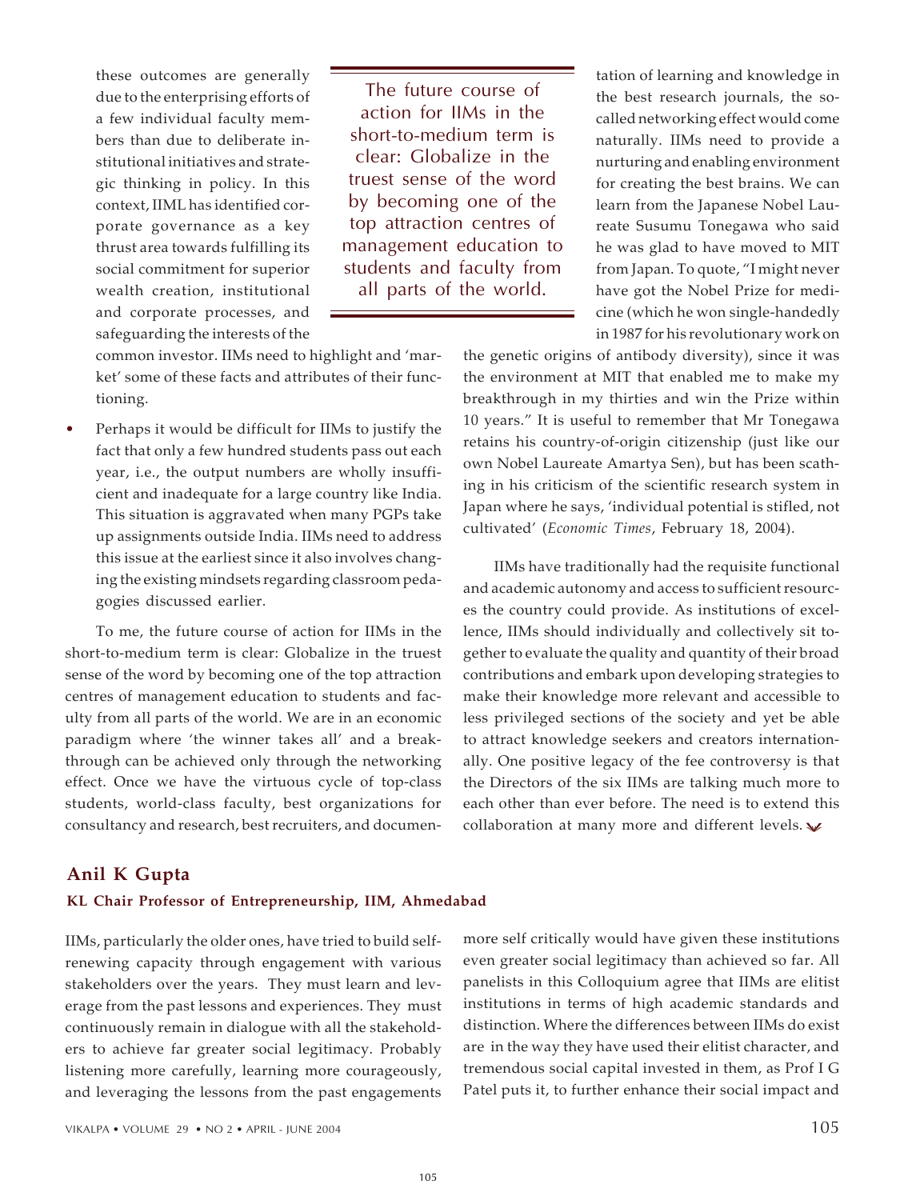these outcomes are generally due to the enterprising efforts of a few individual faculty members than due to deliberate institutional initiatives and strategic thinking in policy. In this context, IIML has identified corporate governance as a key thrust area towards fulfilling its social commitment for superior wealth creation, institutional and corporate processes, and safeguarding the interests of the common investor. IIMs need to highlight and 'market' some of these facts and attributes of their functioning.

- Perhaps it would be difficult for IIMs to justify the fact that only a few hundred students pass out each year, i.e., the output numbers are wholly insufficient and inadequate for a large country like India. This situation is aggravated when many PGPs take up assignments outside India. IIMs need to address this issue at the earliest since it also involves changing the existing mindsets regarding classroom pedagogies discussed earlier.

To me, the future course of action for IIMs in the short-to-medium term is clear: Globalize in the truest sense of the word by becoming one of the top attraction centres of management education to students and faculty from all parts of the world. We are in an economic paradigm where 'the winner takes all' and a breakthrough can be achieved only through the networking effect. Once we have the virtuous cycle of top-class students, world-class faculty, best organizations for consultancy and research, best recruiters, and documentation of learning and knowledge in the best research journals, the so-called networking effect would come naturally. IIMs need to provide a nurturing and enabling environment for creating the best brains. We can learn from the Japanese Nobel Laureate Susumu Tonegawa who said he was glad to have moved to MIT from Japan. To quote, "I might never have got the Nobel Prize for medicine (which he won single-handedly in 1987 for his revolutionary work on the genetic origins of antibody diversity), since it was the environment at MIT that enabled me to make my breakthrough in my thirties and win the Prize within 10 years." It is useful to remember that Mr Tonegawa retains his country-of-origin citizenship (just like our own Nobel Laureate Amartya Sen), but has been scathing in his criticism of the scientific research system in Japan where he says, 'individual potential is stifled, not cultivated' (*Economic Times*, February 18, 2004).

> The future course of action for IIMs in the short-to-medium term is clear: Globalize in the truest sense of the word by becoming one of the top attraction centres of management education to students and faculty from all parts of the world.

IIMs have traditionally had the requisite functional and academic autonomy and access to sufficient resources the country could provide. As institutions of excellence, IIMs should individually and collectively sit together to evaluate the quality and quantity of their broad contributions and embark upon developing strategies to make their knowledge more relevant and accessible to less privileged sections of the society and yet be able to attract knowledge seekers and creators internationally. One positive legacy of the fee controversy is that the Directors of the six IIMs are talking much more to each other than ever before. The need is to extend this collaboration at many more and different levels.

## Anil K Gupta

**KL Chair Professor of Entrepreneurship, IIM, Ahmedabad**

IIMs, particularly the older ones, have tried to build self-renewing capacity through engagement with various stakeholders over the years. They must learn and leverage from the past lessons and experiences. They must continuously remain in dialogue with all the stakeholders to achieve far greater social legitimacy. Probably listening more carefully, learning more courageously, and leveraging the lessons from the past engagements more self critically would have given these institutions even greater social legitimacy than achieved so far. All panelists in this Colloquium agree that IIMs are elitist institutions in terms of high academic standards and distinction. Where the differences between IIMs do exist are in the way they have used their elitist character, and tremendous social capital invested in them, as Prof I G Patel puts it, to further enhance their social impact and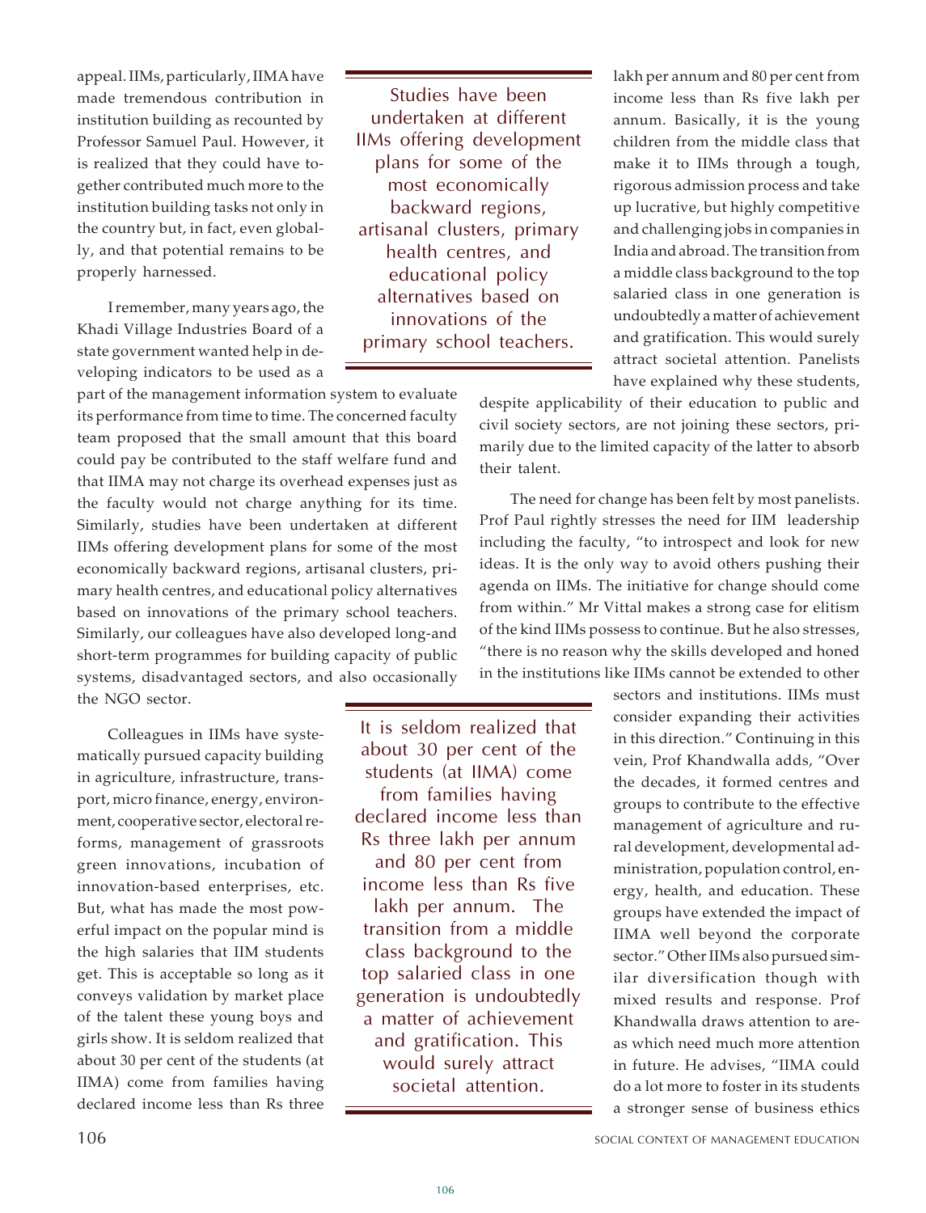appeal. IIMs, particularly, IIMA have made tremendous contribution in institution building as recounted by Professor Samuel Paul. However, it is realized that they could have together contributed much more to the institution building tasks not only in the country but, in fact, even globally, and that potential remains to be properly harnessed.

> Studies have been undertaken at different IIMs offering development plans for some of the most economically backward regions, artisanal clusters, primary health centres, and educational policy alternatives based on innovations of the primary school teachers.

I remember, many years ago, the Khadi Village Industries Board of a state government wanted help in developing indicators to be used as a part of the management information system to evaluate its performance from time to time. The concerned faculty team proposed that the small amount that this board could pay be contributed to the staff welfare fund and that IIMA may not charge its overhead expenses just as the faculty would not charge anything for its time. Similarly, studies have been undertaken at different IIMs offering development plans for some of the most economically backward regions, artisanal clusters, primary health centres, and educational policy alternatives based on innovations of the primary school teachers. Similarly, our colleagues have also developed long-and short-term programmes for building capacity of public systems, disadvantaged sectors, and also occasionally the NGO sector.

Colleagues in IIMs have systematically pursued capacity building in agriculture, infrastructure, transport, micro finance, energy, environment, cooperative sector, electoral reforms, management of grassroots green innovations, incubation of innovation-based enterprises, etc. But, what has made the most powerful impact on the popular mind is the high salaries that IIM students get. This is acceptable so long as it conveys validation by market place of the talent these young boys and girls show. It is seldom realized that about 30 per cent of the students (at IIMA) come from families having declared income less than Rs three lakh per annum and 80 per cent from income less than Rs five lakh per annum. Basically, it is the young children from the middle class that make it to IIMs through a tough, rigorous admission process and take up lucrative, but highly competitive and challenging jobs in companies in India and abroad. The transition from a middle class background to the top salaried class in one generation is undoubtedly a matter of achievement and gratification. This would surely attract societal attention. Panelists have explained why these students, despite applicability of their education to public and civil society sectors, are not joining these sectors, primarily due to the limited capacity of the latter to absorb their talent.

> It is seldom realized that about 30 per cent of the students (at IIMA) come from families having declared income less than Rs three lakh per annum and 80 per cent from income less than Rs five lakh per annum. The transition from a middle class background to the top salaried class in one generation is undoubtedly a matter of achievement and gratification. This would surely attract societal attention.

The need for change has been felt by most panelists. Prof Paul rightly stresses the need for IIM leadership including the faculty, "to introspect and look for new ideas. It is the only way to avoid others pushing their agenda on IIMs. The initiative for change should come from within." Mr Vittal makes a strong case for elitism of the kind IIMs possess to continue. But he also stresses, "there is no reason why the skills developed and honed in the institutions like IIMs cannot be extended to other sectors and institutions. IIMs must consider expanding their activities in this direction." Continuing in this vein, Prof Khandwalla adds, "Over the decades, it formed centres and groups to contribute to the effective management of agriculture and rural development, developmental administration, population control, energy, health, and education. These groups have extended the impact of IIMA well beyond the corporate sector." Other IIMs also pursued similar diversification though with mixed results and response. Prof Khandwalla draws attention to areas which need much more attention in future. He advises, "IIMA could do a lot more to foster in its students a stronger sense of business ethics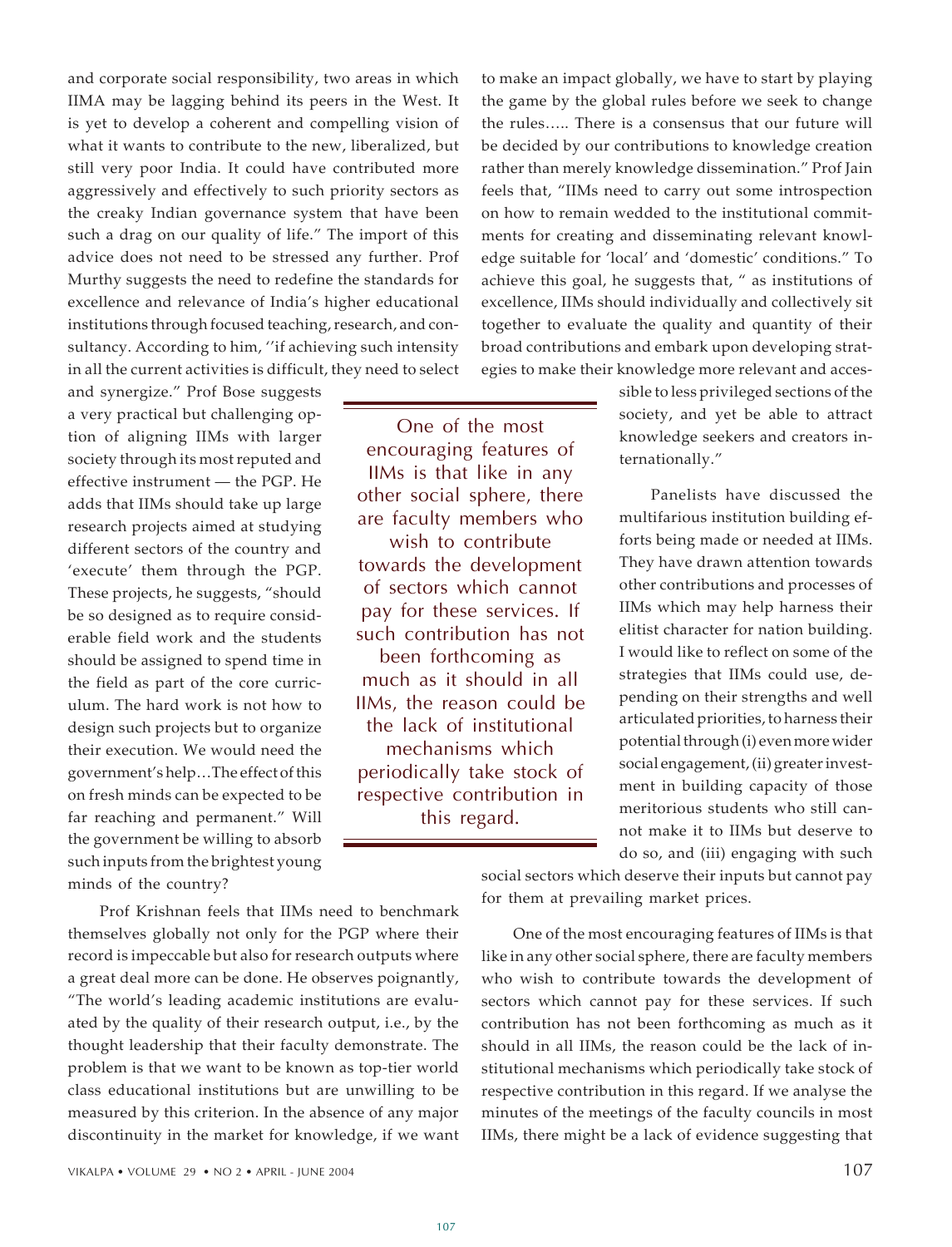and corporate social responsibility, two areas in which IIMA may be lagging behind its peers in the West. It is yet to develop a coherent and compelling vision of what it wants to contribute to the new, liberalized, but still very poor India. It could have contributed more aggressively and effectively to such priority sectors as the creaky Indian governance system that have been such a drag on our quality of life." The import of this advice does not need to be stressed any further. Prof Murthy suggests the need to redefine the standards for excellence and relevance of India's higher educational institutions through focused teaching, research, and consultancy. According to him, ''if achieving such intensity in all the current activities is difficult, they need to select and synergize." Prof Bose suggests a very practical but challenging option of aligning IIMs with larger society through its most reputed and effective instrument — the PGP. He adds that IIMs should take up large research projects aimed at studying different sectors of the country and 'execute' them through the PGP. These projects, he suggests, "should be so designed as to require considerable field work and the students should be assigned to spend time in the field as part of the core curriculum. The hard work is not how to design such projects but to organize their execution. We would need the government's help…The effect of this on fresh minds can be expected to be far reaching and permanent." Will the government be willing to absorb such inputs from the brightest young minds of the country?

Prof Krishnan feels that IIMs need to benchmark themselves globally not only for the PGP where their record is impeccable but also for research outputs where a great deal more can be done. He observes poignantly, "The world's leading academic institutions are evaluated by the quality of their research output, i.e., by the thought leadership that their faculty demonstrate. The problem is that we want to be known as top-tier world class educational institutions but are unwilling to be measured by this criterion. In the absence of any major discontinuity in the market for knowledge, if we want to make an impact globally, we have to start by playing the game by the global rules before we seek to change the rules….. There is a consensus that our future will be decided by our contributions to knowledge creation rather than merely knowledge dissemination." Prof Jain feels that, "IIMs need to carry out some introspection on how to remain wedded to the institutional commitments for creating and disseminating relevant knowledge suitable for 'local' and 'domestic' conditions." To achieve this goal, he suggests that, " as institutions of excellence, IIMs should individually and collectively sit together to evaluate the quality and quantity of their broad contributions and embark upon developing strategies to make their knowledge more relevant and accessible to less privileged sections of the society, and yet be able to attract knowledge seekers and creators internationally."

> One of the most encouraging features of IIMs is that like in any other social sphere, there are faculty members who wish to contribute towards the development of sectors which cannot pay for these services. If such contribution has not been forthcoming as much as it should in all IIMs, the reason could be the lack of institutional mechanisms which periodically take stock of respective contribution in this regard.

Panelists have discussed the multifarious institution building efforts being made or needed at IIMs. They have drawn attention towards other contributions and processes of IIMs which may help harness their elitist character for nation building. I would like to reflect on some of the strategies that IIMs could use, depending on their strengths and well articulated priorities, to harness their potential through (i) even more wider social engagement, (ii) greater investment in building capacity of those meritorious students who still cannot make it to IIMs but deserve to do so, and (iii) engaging with such social sectors which deserve their inputs but cannot pay for them at prevailing market prices.

One of the most encouraging features of IIMs is that like in any other social sphere, there are faculty members who wish to contribute towards the development of sectors which cannot pay for these services. If such contribution has not been forthcoming as much as it should in all IIMs, the reason could be the lack of institutional mechanisms which periodically take stock of respective contribution in this regard. If we analyse the minutes of the meetings of the faculty councils in most IIMs, there might be a lack of evidence suggesting that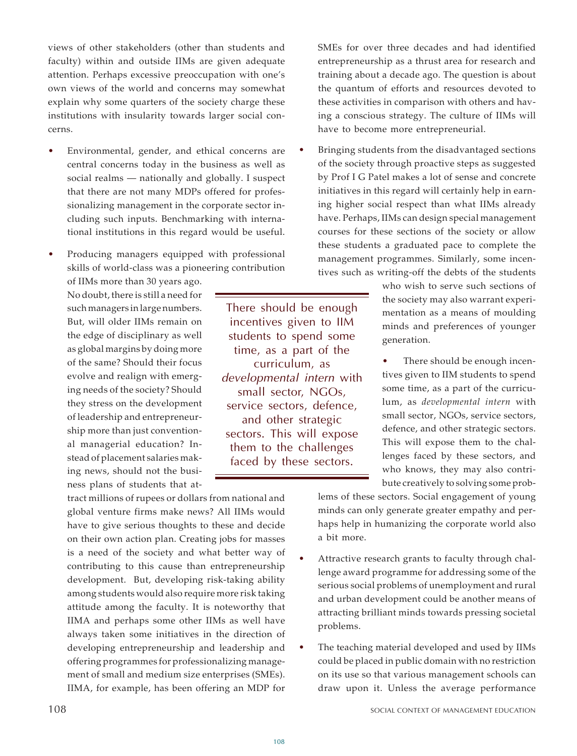views of other stakeholders (other than students and faculty) within and outside IIMs are given adequate attention. Perhaps excessive preoccupation with one's own views of the world and concerns may somewhat explain why some quarters of the society charge these institutions with insularity towards larger social concerns.

- Environmental, gender, and ethical concerns are central concerns today in the business as well as social realms — nationally and globally. I suspect that there are not many MDPs offered for professionalizing management in the corporate sector including such inputs. Benchmarking with international institutions in this regard would be useful.

- Producing managers equipped with professional skills of world-class was a pioneering contribution of IIMs more than 30 years ago. No doubt, there is still a need for such managers in large numbers. But, will older IIMs remain on the edge of disciplinary as well as global margins by doing more of the same? Should their focus evolve and realign with emerging needs of the society? Should they stress on the development of leadership and entrepreneurship more than just conventional managerial education? Instead of placement salaries making news, should not the business plans of students that attract millions of rupees or dollars from national and global venture firms make news? All IIMs would have to give serious thoughts to these and decide on their own action plan. Creating jobs for masses is a need of the society and what better way of contributing to this cause than entrepreneurship development. But, developing risk-taking ability among students would also require more risk taking attitude among the faculty. It is noteworthy that IIMA and perhaps some other IIMs as well have always taken some initiatives in the direction of developing entrepreneurship and leadership and offering programmes for professionalizing management of small and medium size enterprises (SMEs). IIMA, for example, has been offering an MDP for SMEs for over three decades and had identified entrepreneurship as a thrust area for research and training about a decade ago. The question is about the quantum of efforts and resources devoted to these activities in comparison with others and having a conscious strategy. The culture of IIMs will have to become more entrepreneurial.

- Bringing students from the disadvantaged sections of the society through proactive steps as suggested by Prof I G Patel makes a lot of sense and concrete initiatives in this regard will certainly help in earning higher social respect than what IIMs already have. Perhaps, IIMs can design special management courses for these sections of the society or allow these students a graduated pace to complete the management programmes. Similarly, some incentives such as writing-off the debts of the students who wish to serve such sections of the society may also warrant experimentation as a means of moulding minds and preferences of younger generation.

> There should be enough incentives given to IIM students to spend some time, as a part of the curriculum, as *developmental intern* with small sector, NGOs, service sectors, defence, and other strategic sectors. This will expose them to the challenges faced by these sectors.

- There should be enough incentives given to IIM students to spend some time, as a part of the curriculum, as *developmental intern* with small sector, NGOs, service sectors, defence, and other strategic sectors. This will expose them to the challenges faced by these sectors, and who knows, they may also contribute creatively to solving some problems of these sectors. Social engagement of young minds can only generate greater empathy and perhaps help in humanizing the corporate world also a bit more.

- Attractive research grants to faculty through challenge award programme for addressing some of the serious social problems of unemployment and rural and urban development could be another means of attracting brilliant minds towards pressing societal problems.

- The teaching material developed and used by IIMs could be placed in public domain with no restriction on its use so that various management schools can draw upon it. Unless the average performance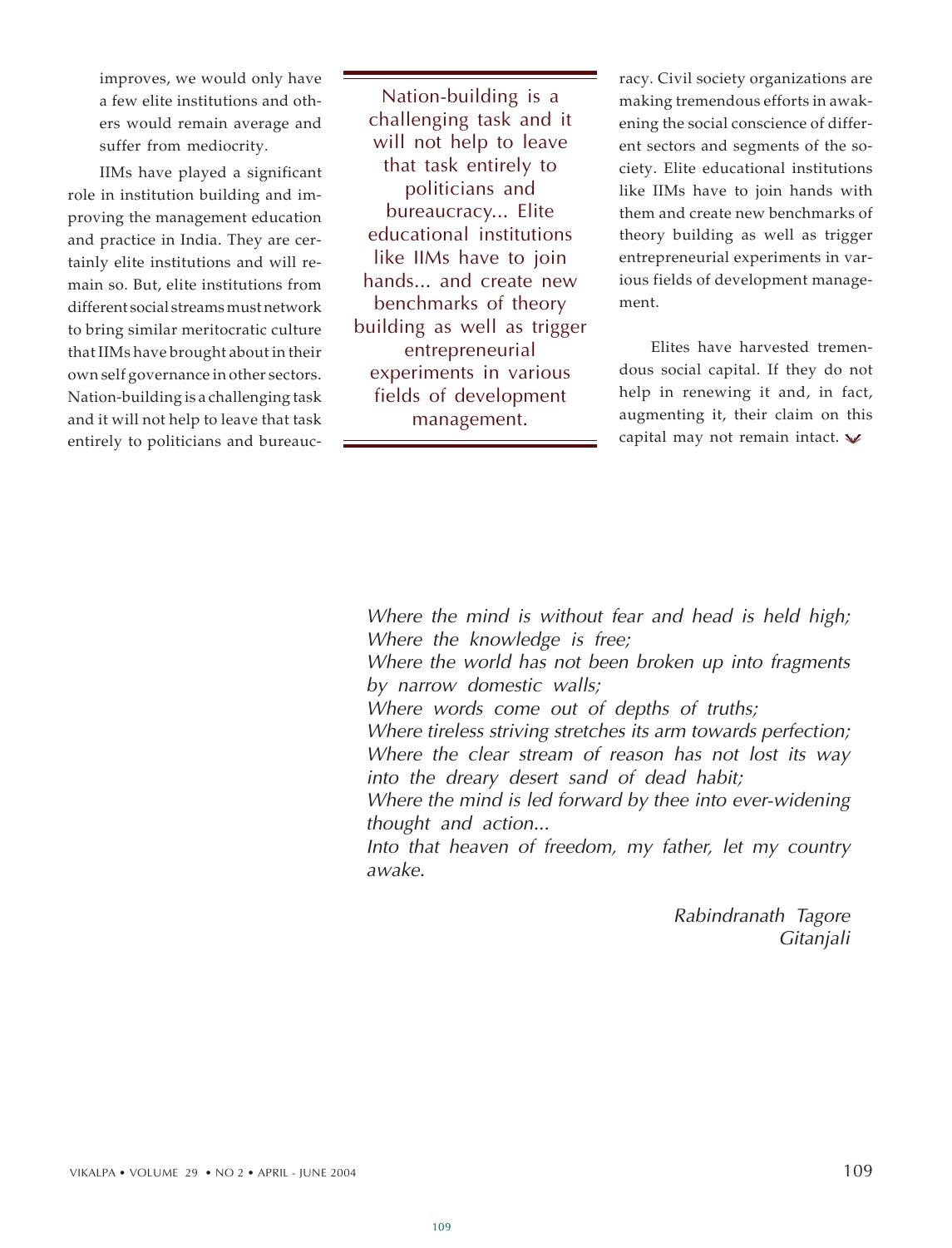improves, we would only have a few elite institutions and others would remain average and suffer from mediocrity.

IIMs have played a significant role in institution building and improving the management education and practice in India. They are certainly elite institutions and will remain so. But, elite institutions from different social streams must network to bring similar meritocratic culture that IIMs have brought about in their own self governance in other sectors. Nation-building is a challenging task and it will not help to leave that task entirely to politicians and bureaucracy. Civil society organizations are making tremendous efforts in awakening the social conscience of different sectors and segments of the society. Elite educational institutions like IIMs have to join hands with them and create new benchmarks of theory building as well as trigger entrepreneurial experiments in various fields of development management.

> Nation-building is a challenging task and it will not help to leave that task entirely to politicians and bureaucracy... Elite educational institutions like IIMs have to join hands... and create new benchmarks of theory building as well as trigger entrepreneurial experiments in various fields of development management.

Elites have harvested tremendous social capital. If they do not help in renewing it and, in fact, augmenting it, their claim on this capital may not remain intact.

*Where the mind is without fear and head is held high;*
*Where the knowledge is free;*
*Where the world has not been broken up into fragments by narrow domestic walls;*
*Where words come out of depths of truths;*
*Where tireless striving stretches its arm towards perfection;*
*Where the clear stream of reason has not lost its way into the dreary desert sand of dead habit;*
*Where the mind is led forward by thee into ever-widening thought and action...*
*Into that heaven of freedom, my father, let my country awake.*

*Rabindranath Tagore*
*Gitanjali*